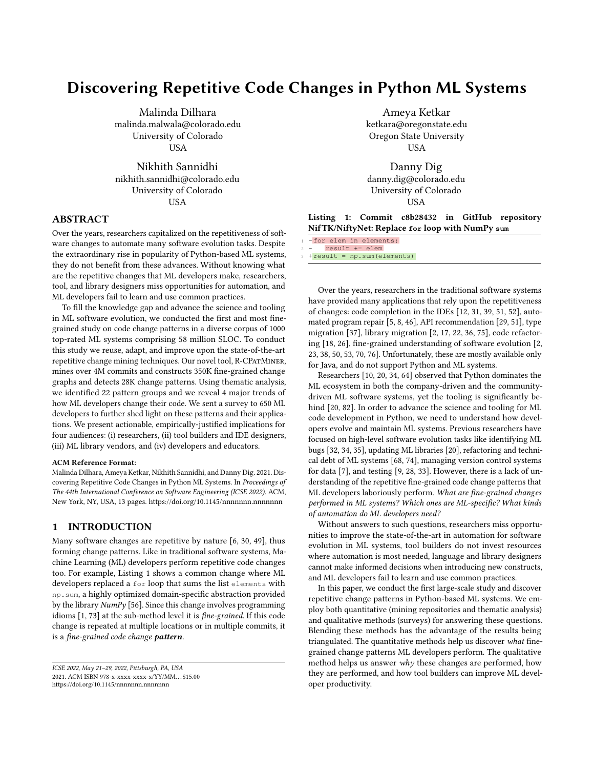# Discovering Repetitive Code Changes in Python ML Systems

Malinda Dilhara
malinda.malwala@colorado.edu
University of Colorado
USA

Ameya Ketkar
ketkara@oregonstate.edu
Oregon State University
USA

Nikhith Sannidhi
nikhith.sannidhi@colorado.edu
University of Colorado
USA

Danny Dig
danny.dig@colorado.edu
University of Colorado
USA

## ABSTRACT

Over the years, researchers capitalized on the repetitiveness of software changes to automate many software evolution tasks. Despite the extraordinary rise in popularity of Python-based ML systems, they do not benefit from these advances. Without knowing what are the repetitive changes that ML developers make, researchers, tool, and library designers miss opportunities for automation, and ML developers fail to learn and use common practices.

To fill the knowledge gap and advance the science and tooling in ML software evolution, we conducted the first and most fine-grained study on code change patterns in a diverse corpus of 1000 top-rated ML systems comprising 58 million SLOC. To conduct this study we reuse, adapt, and improve upon the state-of-the-art repetitive change mining techniques. Our novel tool, R-CPatMiner, mines over 4M commits and constructs 350K fine-grained change graphs and detects 28K change patterns. Using thematic analysis, we identified 22 pattern groups and we reveal 4 major trends of how ML developers change their code. We sent a survey to 650 ML developers to further shed light on these patterns and their applications. We present actionable, empirically-justified implications for four audiences: (i) researchers, (ii) tool builders and IDE designers, (iii) ML library vendors, and (iv) developers and educators.

**ACM Reference Format:**
Malinda Dilhara, Ameya Ketkar, Nikhith Sannidhi, and Danny Dig. 2021. Discovering Repetitive Code Changes in Python ML Systems. In *Proceedings of The 44th International Conference on Software Engineering (ICSE 2022)*. ACM, New York, NY, USA, 13 pages. https://doi.org/10.1145/nnnnnnn.nnnnnnn

## 1 INTRODUCTION

Many software changes are repetitive by nature [6, 30, 49], thus forming change patterns. Like in traditional software systems, Machine Learning (ML) developers perform repetitive code changes too. For example, Listing 1 shows a common change where ML developers replaced a `for` loop that sums the list `elements` with `np.sum`, a highly optimized domain-specific abstraction provided by the library *NumPy* [56]. Since this change involves programming idioms [1, 73] at the sub-method level it is *fine-grained*. If this code change is repeated at multiple locations or in multiple commits, it is a *fine-grained code change* ***pattern***.

ICSE 2022, May 21–29, 2022, Pittsburgh, PA, USA
2021. ACM ISBN 978-x-xxxx-xxxx-x/YY/MM...$15.00
https://doi.org/10.1145/nnnnnnn.nnnnnnn

**Listing 1: Commit c8b28432 in GitHub repository NifTK/NiftyNet: Replace `for` loop with NumPy `sum`**

```
1 -for elem in elements:
2 -   result += elem
3 +result = np.sum(elements)
```

Over the years, researchers in the traditional software systems have provided many applications that rely upon the repetitiveness of changes: code completion in the IDEs [12, 31, 39, 51, 52], automated program repair [5, 8, 46], API recommendation [29, 51], type migration [37], library migration [2, 17, 22, 36, 75], code refactoring [18, 26], fine-grained understanding of software evolution [2, 23, 38, 50, 53, 70, 76]. Unfortunately, these are mostly available only for Java, and do not support Python and ML systems.

Researchers [10, 20, 34, 64] observed that Python dominates the ML ecosystem in both the company-driven and the community-driven ML software systems, yet the tooling is significantly behind [20, 82]. In order to advance the science and tooling for ML code development in Python, we need to understand how developers evolve and maintain ML systems. Previous researchers have focused on high-level software evolution tasks like identifying ML bugs [32, 34, 35], updating ML libraries [20], refactoring and technical debt of ML systems [68, 74], managing version control systems for data [7], and testing [9, 28, 33]. However, there is a lack of understanding of the repetitive fine-grained code change patterns that ML developers laboriously perform. *What are fine-grained changes performed in ML systems? Which ones are ML-specific? What kinds of automation do ML developers need?*

Without answers to such questions, researchers miss opportunities to improve the state-of-the-art in automation for software evolution in ML systems, tool builders do not invest resources where automation is most needed, language and library designers cannot make informed decisions when introducing new constructs, and ML developers fail to learn and use common practices.

In this paper, we conduct the first large-scale study and discover repetitive change patterns in Python-based ML systems. We employ both quantitative (mining repositories and thematic analysis) and qualitative methods (surveys) for answering these questions. Blending these methods has the advantage of the results being triangulated. The quantitative methods help us discover *what* fine-grained change patterns ML developers perform. The qualitative method helps us answer *why* these changes are performed, how they are performed, and how tool builders can improve ML developer productivity.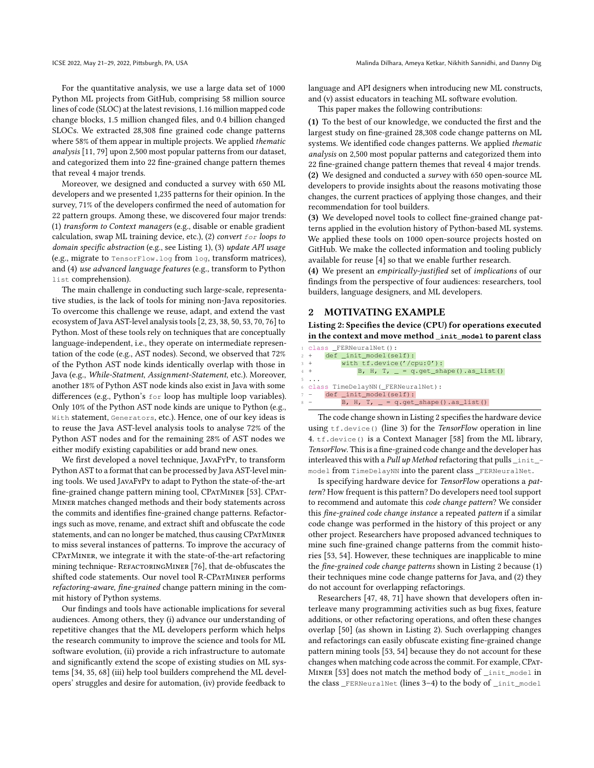For the quantitative analysis, we use a large data set of 1000 Python ML projects from GitHub, comprising 58 million source lines of code (SLOC) at the latest revisions, 1.16 million mapped code change blocks, 1.5 million changed files, and 0.4 billion changed SLOCs. We extracted 28,308 fine grained code change patterns where 58% of them appear in multiple projects. We applied *thematic analysis* [11, 79] upon 2,500 most popular patterns from our dataset, and categorized them into 22 fine-grained change pattern themes that reveal 4 major trends.

Moreover, we designed and conducted a survey with 650 ML developers and we presented 1,235 patterns for their opinion. In the survey, 71% of the developers confirmed the need of automation for 22 pattern groups. Among these, we discovered four major trends: (1) *transform to Context managers* (e.g., disable or enable gradient calculation, swap ML training device, etc.), (2) *convert `for` loops to domain specific abstraction* (e.g., see Listing 1), (3) *update API usage* (e.g., migrate to `TensorFlow.log` from `log`, transform matrices), and (4) *use advanced language features* (e.g., transform to Python `list` comprehension).

The main challenge in conducting such large-scale, representative studies, is the lack of tools for mining non-Java repositories. To overcome this challenge we reuse, adapt, and extend the vast ecosystem of Java AST-level analysis tools [2, 23, 38, 50, 53, 70, 76] to Python. Most of these tools rely on techniques that are conceptually language-independent, i.e., they operate on intermediate representation of the code (e.g., AST nodes). Second, we observed that 72% of the Python AST node kinds identically overlap with those in Java (e.g., *While-Statment*, *Assignment-Statement*, etc.). Moreover, another 18% of Python AST node kinds also exist in Java with some differences (e.g., Python's `for` loop has multiple loop variables). Only 10% of the Python AST node kinds are unique to Python (e.g., `With` statement, `Generators`, etc.). Hence, one of our key ideas is to reuse the Java AST-level analysis tools to analyse 72% of the Python AST nodes and for the remaining 28% of AST nodes we either modify existing capabilities or add brand new ones.

We first developed a novel technique, JavaFyPy, to transform Python AST to a format that can be processed by Java AST-level mining tools. We used JavaFyPy to adapt to Python the state-of-the-art fine-grained change pattern mining tool, CPatMiner [53]. CPatMiner matches changed methods and their body statements across the commits and identifies fine-grained change patterns. Refactorings such as move, rename, and extract shift and obfuscate the code statements, and can no longer be matched, thus causing CPatMiner to miss several instances of patterns. To improve the accuracy of CPatMiner, we integrate it with the state-of-the-art refactoring mining technique- RefactoringMiner [76], that de-obfuscates the shifted code statements. Our novel tool R-CPatMiner performs *refactoring-aware*, *fine-grained* change pattern mining in the commit history of Python systems.

Our findings and tools have actionable implications for several audiences. Among others, they (i) advance our understanding of repetitive changes that the ML developers perform which helps the research community to improve the science and tools for ML software evolution, (ii) provide a rich infrastructure to automate and significantly extend the scope of existing studies on ML systems [34, 35, 68] (iii) help tool builders comprehend the ML developers' struggles and desire for automation, (iv) provide feedback to language and API designers when introducing new ML constructs, and (v) assist educators in teaching ML software evolution.

This paper makes the following contributions:

**(1)** To the best of our knowledge, we conducted the first and the largest study on fine-grained 28,308 code change patterns on ML systems. We identified code changes patterns. We applied *thematic analysis* on 2,500 most popular patterns and categorized them into 22 fine-grained change pattern themes that reveal 4 major trends.
**(2)** We designed and conducted a *survey* with 650 open-source ML developers to provide insights about the reasons motivating those changes, the current practices of applying those changes, and their recommendation for tool builders.
**(3)** We developed novel tools to collect fine-grained change patterns applied in the evolution history of Python-based ML systems. We applied these tools on 1000 open-source projects hosted on GitHub. We make the collected information and tooling publicly available for reuse [4] so that we enable further research.
**(4)** We present an *empirically-justified* set of *implications* of our findings from the perspective of four audiences: researchers, tool builders, language designers, and ML developers.

## 2 MOTIVATING EXAMPLE

**Listing 2: Specifies the device (CPU) for operations executed in the context and move method `_init_model` to parent class**

```
1 class _FERNeuralNet():
2 +   def _init_model(self):
3 +       with tf.device('/cpu:0'):
4 +           B, H, T, _ = q.get_shape().as_list()
5 ...
6 class TimeDelayNN(_FERNeuralNet):
7 -   def _init_model(self):
8 -       B, H, T, _ = q.get_shape().as_list()
```

The code change shown in Listing 2 specifies the hardware device using `tf.device()` (line 3) for the *TensorFlow* operation in line 4. `tf.device()` is a Context Manager [58] from the ML library, *TensorFlow*. This is a fine-grained code change and the developer has interleaved this with a *Pull up Method* refactoring that pulls `_init_model` from `TimeDelayNN` into the parent class `_FERNeuralNet`.

Is specifying hardware device for *TensorFlow* operations a *pattern*? How frequent is this pattern? Do developers need tool support to recommend and automate this *code change pattern*? We consider this *fine-grained code change instance* a repeated *pattern* if a similar code change was performed in the history of this project or any other project. Researchers have proposed advanced techniques to mine such fine-grained change patterns from the commit histories [53, 54]. However, these techniques are inapplicable to mine the *fine-grained code change patterns* shown in Listing 2 because (1) their techniques mine code change patterns for Java, and (2) they do not account for overlapping refactorings.

Researchers [47, 48, 71] have shown that developers often interleave many programming activities such as bug fixes, feature additions, or other refactoring operations, and often these changes overlap [50] (as shown in Listing 2). Such overlapping changes and refactorings can easily obfuscate existing fine-grained change pattern mining tools [53, 54] because they do not account for these changes when matching code across the commit. For example, CPatMiner [53] does not match the method body of `_init_model` in the class `_FERNeuralNet` (lines 3–4) to the body of `_init_model`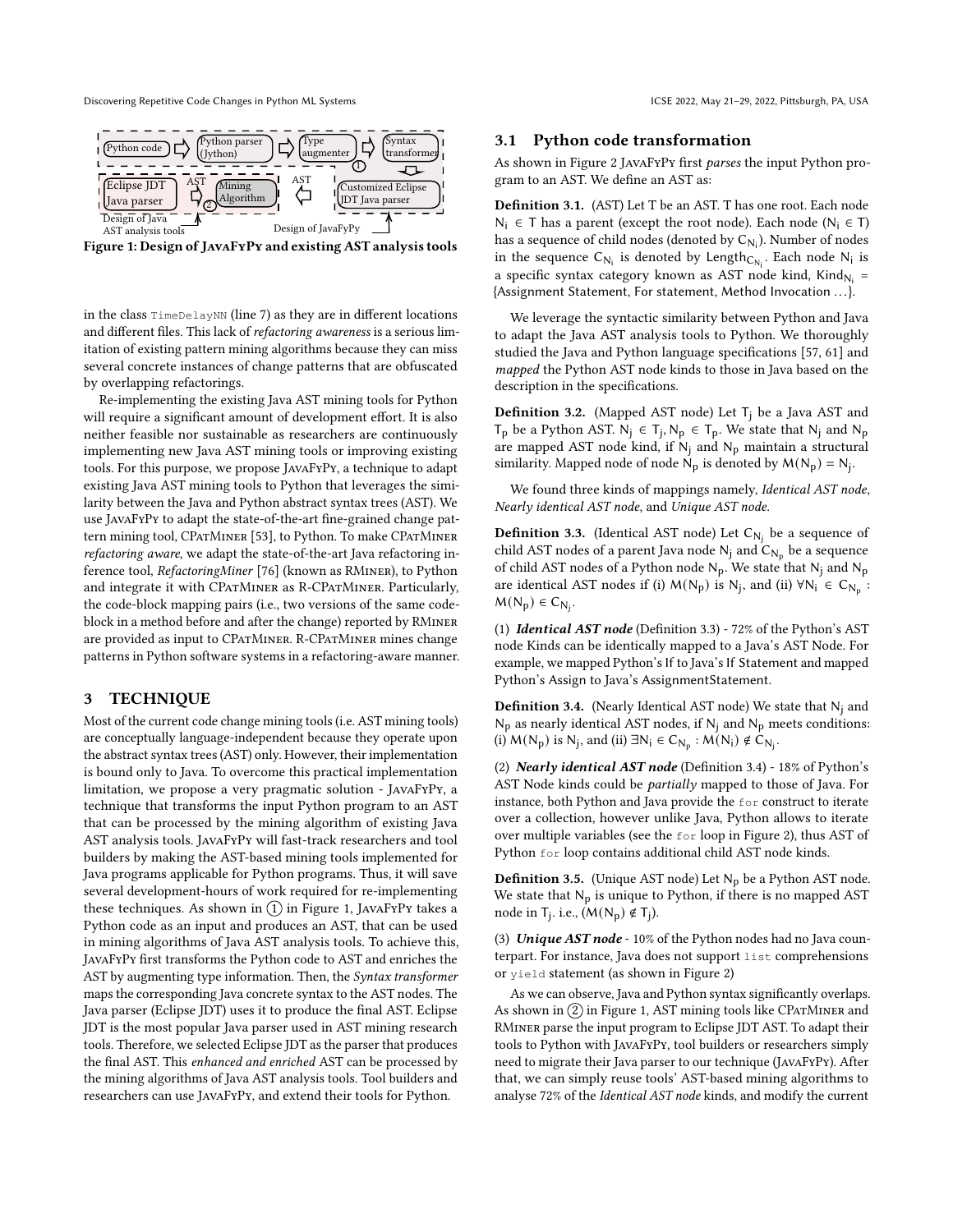Figure 1: Design of JavaFyPy and existing AST analysis tools

in the class `TimeDelayNN` (line 7) as they are in different locations and different files. This lack of *refactoring awareness* is a serious limitation of existing pattern mining algorithms because they can miss several concrete instances of change patterns that are obfuscated by overlapping refactorings.

Re-implementing the existing Java AST mining tools for Python will require a significant amount of development effort. It is also neither feasible nor sustainable as researchers are continuously implementing new Java AST mining tools or improving existing tools. For this purpose, we propose JavaFyPy, a technique to adapt existing Java AST mining tools to Python that leverages the similarity between the Java and Python abstract syntax trees (AST). We use JavaFyPy to adapt the state-of-the-art fine-grained change pattern mining tool, CPatMiner [53], to Python. To make CPatMiner *refactoring aware*, we adapt the state-of-the-art Java refactoring inference tool, *RefactoringMiner* [76] (known as RMiner), to Python and integrate it with CPatMiner as R-CPatMiner. Particularly, the code-block mapping pairs (i.e., two versions of the same code-block in a method before and after the change) reported by RMiner are provided as input to CPatMiner. R-CPatMiner mines change patterns in Python software systems in a refactoring-aware manner.

## 3 TECHNIQUE

Most of the current code change mining tools (i.e. AST mining tools) are conceptually language-independent because they operate upon the abstract syntax trees (AST) only. However, their implementation is bound only to Java. To overcome this practical implementation limitation, we propose a very pragmatic solution - JavaFyPy, a technique that transforms the input Python program to an AST that can be processed by the mining algorithm of existing Java AST analysis tools. JavaFyPy will fast-track researchers and tool builders by making the AST-based mining tools implemented for Java programs applicable for Python programs. Thus, it will save several development-hours of work required for re-implementing these techniques. As shown in (1) in Figure 1, JavaFyPy takes a Python code as an input and produces an AST, that can be used in mining algorithms of Java AST analysis tools. To achieve this, JavaFyPy first transforms the Python code to AST and enriches the AST by augmenting type information. Then, the *Syntax transformer* maps the corresponding Java concrete syntax to the AST nodes. The Java parser (Eclipse JDT) uses it to produce the final AST. Eclipse JDT is the most popular Java parser used in AST mining research tools. Therefore, we selected Eclipse JDT as the parser that produces the final AST. This *enhanced and enriched* AST can be processed by the mining algorithms of Java AST analysis tools. Tool builders and researchers can use JavaFyPy, and extend their tools for Python.

### 3.1 Python code transformation

As shown in Figure 2 JavaFyPy first *parses* the input Python program to an AST. We define an AST as:

**Definition 3.1.** (AST) Let T be an AST. T has one root. Each node $N_i \in T$ has a parent (except the root node). Each node ($N_i \in T$) has a sequence of child nodes (denoted by $C_{N_i}$). Number of nodes in the sequence $C_{N_i}$ is denoted by $Length_{C_{N_i}}$. Each node $N_i$ is a specific syntax category known as AST node kind, $Kind_{N_i}$ = {Assignment Statement, For statement, Method Invocation ...}.

We leverage the syntactic similarity between Python and Java to adapt the Java AST analysis tools to Python. We thoroughly studied the Java and Python language specifications [57, 61] and *mapped* the Python AST node kinds to those in Java based on the description in the specifications.

**Definition 3.2.** (Mapped AST node) Let $T_j$ be a Java AST and $T_p$ be a Python AST. $N_j \in T_j, N_p \in T_p$. We state that $N_j$ and $N_p$ are mapped AST node kind, if $N_j$ and $N_p$ maintain a structural similarity. Mapped node of node $N_p$ is denoted by $M(N_p) = N_j$.

We found three kinds of mappings namely, *Identical AST node*, *Nearly identical AST node*, and *Unique AST node.*

**Definition 3.3.** (Identical AST node) Let $C_{N_j}$ be a sequence of child AST nodes of a parent Java node $N_j$ and $C_{N_p}$ be a sequence of child AST nodes of a Python node $N_p$. We state that $N_j$ and $N_p$ are identical AST nodes if (i) $M(N_p)$ is $N_j$, and (ii) $\forall N_i \in C_{N_p} : M(N_p) \in C_{N_j}$.

(1) ***Identical AST node*** (Definition 3.3) - 72% of the Python's AST node Kinds can be identically mapped to a Java's AST Node. For example, we mapped Python's If to Java's If Statement and mapped Python's Assign to Java's AssignmentStatement.

**Definition 3.4.** (Nearly Identical AST node) We state that $N_j$ and $N_p$ as nearly identical AST nodes, if $N_j$ and $N_p$ meets conditions: (i) $M(N_p)$ is $N_j$, and (ii) $\exists N_i \in C_{N_p} : M(N_i) \notin C_{N_j}$.

(2) ***Nearly identical AST node*** (Definition 3.4) - 18% of Python's AST Node kinds could be *partially* mapped to those of Java. For instance, both Python and Java provide the `for` construct to iterate over a collection, however unlike Java, Python allows to iterate over multiple variables (see the `for` loop in Figure 2), thus AST of Python `for` loop contains additional child AST node kinds.

**Definition 3.5.** (Unique AST node) Let $N_p$ be a Python AST node. We state that $N_p$ is unique to Python, if there is no mapped AST node in $T_j$. i.e., ($M(N_p) \notin T_j$).

(3) ***Unique AST node*** - 10% of the Python nodes had no Java counterpart. For instance, Java does not support `list` comprehensions or `yield` statement (as shown in Figure 2)

As we can observe, Java and Python syntax significantly overlaps. As shown in (2) in Figure 1, AST mining tools like CPatMiner and RMiner parse the input program to Eclipse JDT AST. To adapt their tools to Python with JavaFyPy, tool builders or researchers simply need to migrate their Java parser to our technique (JavaFyPy). After that, we can simply reuse tools' AST-based mining algorithms to analyse 72% of the *Identical AST node* kinds, and modify the current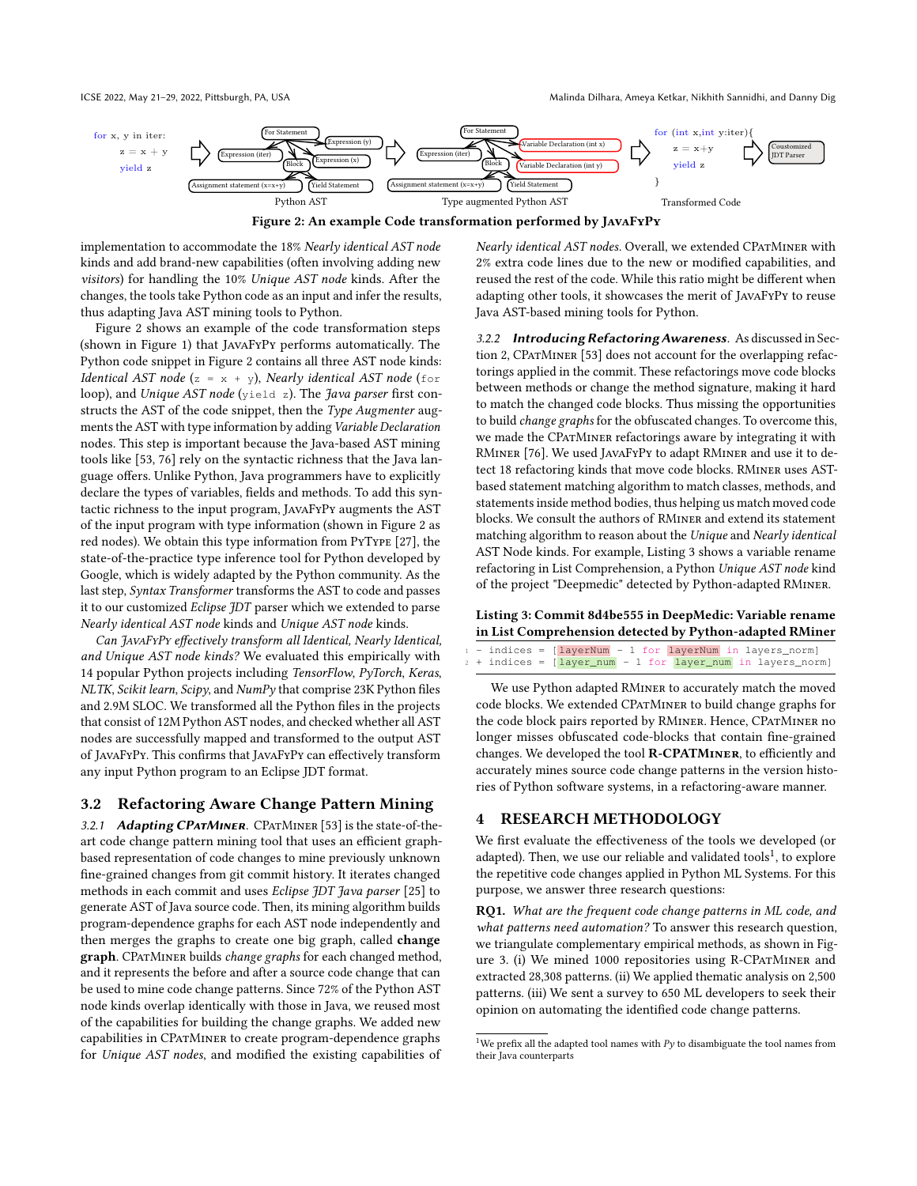Figure 2: An example Code transformation performed by JavaFyPy

implementation to accommodate the 18% *Nearly identical AST node* kinds and add brand-new capabilities (often involving adding new *visitors*) for handling the 10% *Unique AST node* kinds. After the changes, the tools take Python code as an input and infer the results, thus adapting Java AST mining tools to Python.

Figure 2 shows an example of the code transformation steps (shown in Figure 1) that JavaFyPy performs automatically. The Python code snippet in Figure 2 contains all three AST node kinds: *Identical AST node* (`z = x + y`), *Nearly identical AST node* (`for` loop), and *Unique AST node* (`yield z`). The *Java parser* first constructs the AST of the code snippet, then the *Type Augmenter* augments the AST with type information by adding *Variable Declaration* nodes. This step is important because the Java-based AST mining tools like [53, 76] rely on the syntactic richness that the Java language offers. Unlike Python, Java programmers have to explicitly declare the types of variables, fields and methods. To add this syntactic richness to the input program, JavaFyPy augments the AST of the input program with type information (shown in Figure 2 as red nodes). We obtain this type information from PyType [27], the state-of-the-practice type inference tool for Python developed by Google, which is widely adapted by the Python community. As the last step, *Syntax Transformer* transforms the AST to code and passes it to our customized *Eclipse JDT* parser which we extended to parse *Nearly identical AST node* kinds and *Unique AST node* kinds.

*Can JavaFyPy effectively transform all Identical, Nearly Identical, and Unique AST node kinds?* We evaluated this empirically with 14 popular Python projects including *TensorFlow*, *PyTorch*, *Keras*, *NLTK*, *Scikit learn*, *Scipy*, and *NumPy* that comprise 23K Python files and 2.9M SLOC. We transformed all the Python files in the projects that consist of 12M Python AST nodes, and checked whether all AST nodes are successfully mapped and transformed to the output AST of JavaFyPy. This confirms that JavaFyPy can effectively transform any input Python program to an Eclipse JDT format.

## 3.2 Refactoring Aware Change Pattern Mining

*3.2.1* ***Adapting CPatMiner.*** CPatMiner [53] is the state-of-the-art code change pattern mining tool that uses an efficient graph-based representation of code changes to mine previously unknown fine-grained changes from git commit history. It iterates changed methods in each commit and uses *Eclipse JDT Java parser* [25] to generate AST of Java source code. Then, its mining algorithm builds program-dependence graphs for each AST node independently and then merges the graphs to create one big graph, called **change graph**. CPatMiner builds *change graphs* for each changed method, and it represents the before and after a source code change that can be used to mine code change patterns. Since 72% of the Python AST node kinds overlap identically with those in Java, we reused most of the capabilities for building the change graphs. We added new capabilities in CPatMiner to create program-dependence graphs for *Unique AST nodes*, and modified the existing capabilities of *Nearly identical AST nodes*. Overall, we extended CPatMiner with 2% extra code lines due to the new or modified capabilities, and reused the rest of the code. While this ratio might be different when adapting other tools, it showcases the merit of JavaFyPy to reuse Java AST-based mining tools for Python.

*3.2.2* ***Introducing Refactoring Awareness.*** As discussed in Section 2, CPatMiner [53] does not account for the overlapping refactorings applied in the commit. These refactorings move code blocks between methods or change the method signature, making it hard to match the changed code blocks. Thus missing the opportunities to build *change graphs* for the obfuscated changes. To overcome this, we made the CPatMiner refactorings aware by integrating it with RMiner [76]. We used JavaFyPy to adapt RMiner and use it to detect 18 refactoring kinds that move code blocks. RMiner uses AST-based statement matching algorithm to match classes, methods, and statements inside method bodies, thus helping us match moved code blocks. We consult the authors of RMiner and extend its statement matching algorithm to reason about the *Unique* and *Nearly identical* AST Node kinds. For example, Listing 3 shows a variable rename refactoring in List Comprehension, a Python *Unique AST node* kind of the project "Deepmedic" detected by Python-adapted RMiner.

**Listing 3: Commit 8d4be555 in DeepMedic: Variable rename in List Comprehension detected by Python-adapted RMiner**

```
1 - indices = [layerNum - 1 for layerNum in layers_norm]
2 + indices = [layer_num - 1 for layer_num in layers_norm]
```

We use Python adapted RMiner to accurately match the moved code blocks. We extended CPatMiner to build change graphs for the code block pairs reported by RMiner. Hence, CPatMiner no longer misses obfuscated code-blocks that contain fine-grained changes. We developed the tool **R-CPatMiner**, to efficiently and accurately mines source code change patterns in the version histories of Python software systems, in a refactoring-aware manner.

# 4 RESEARCH METHODOLOGY

We first evaluate the effectiveness of the tools we developed (or adapted). Then, we use our reliable and validated tools[1], to explore the repetitive code changes applied in Python ML Systems. For this purpose, we answer three research questions:

**RQ1.** *What are the frequent code change patterns in ML code, and what patterns need automation?* To answer this research question, we triangulate complementary empirical methods, as shown in Figure 3. (i) We mined 1000 repositories using R-CPatMiner and extracted 28,308 patterns. (ii) We applied thematic analysis on 2,500 patterns. (iii) We sent a survey to 650 ML developers to seek their opinion on automating the identified code change patterns.

[1] We prefix all the adapted tool names with *Py* to disambiguate the tool names from their Java counterparts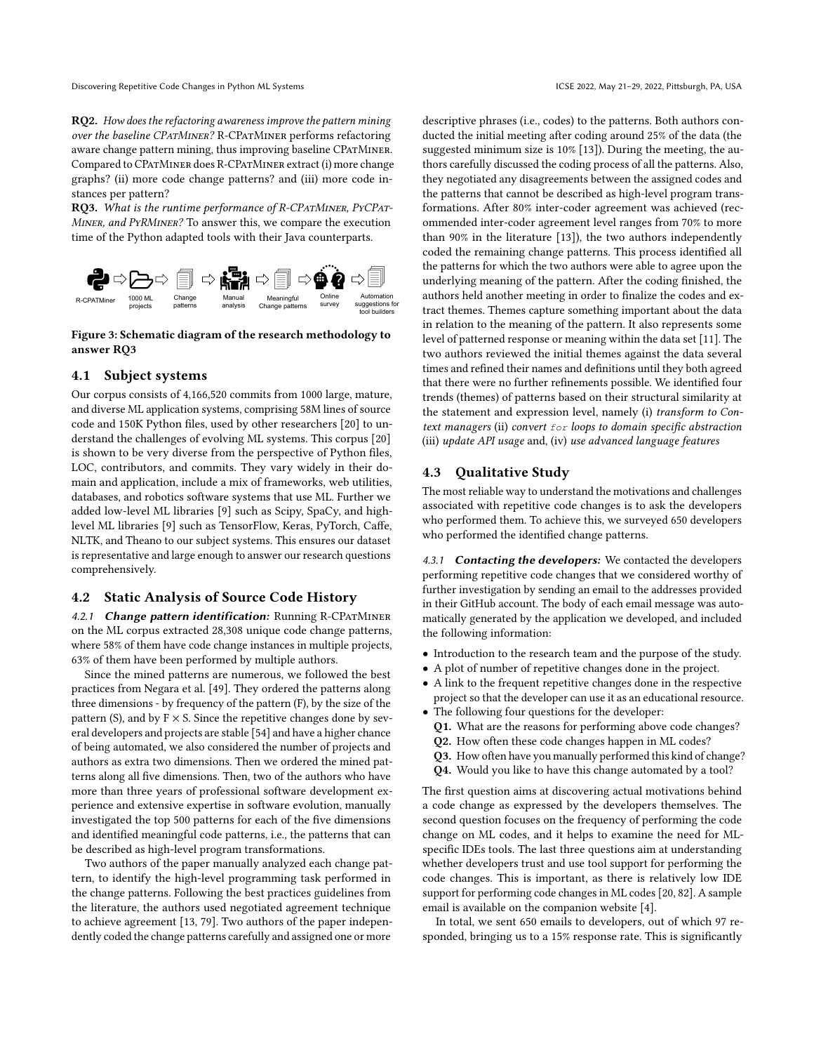**RQ2.** *How does the refactoring awareness improve the pattern mining over the baseline CPatMiner?* R-CPatMiner performs refactoring aware change pattern mining, thus improving baseline CPatMiner. Compared to CPatMiner does R-CPatMiner extract (i) more change graphs? (ii) more code change patterns? and (iii) more code instances per pattern?

**RQ3.** *What is the runtime performance of R-CPatMiner, PyCPatMiner, and PyRMiner?* To answer this, we compare the execution time of the Python adapted tools with their Java counterparts.

R-CPatMiner ⇨ 1000 ML projects ⇨ Change patterns ⇨ Manual analysis ⇨ Meaningful Change patterns ⇨ Online survey ⇨ Automation suggestions for tool builders

**Figure 3: Schematic diagram of the research methodology to answer RQ3**

## 4.1 Subject systems

Our corpus consists of 4,166,520 commits from 1000 large, mature, and diverse ML application systems, comprising 58M lines of source code and 150K Python files, used by other researchers [20] to understand the challenges of evolving ML systems. This corpus [20] is shown to be very diverse from the perspective of Python files, LOC, contributors, and commits. They vary widely in their domain and application, include a mix of frameworks, web utilities, databases, and robotics software systems that use ML. Further we added low-level ML libraries [9] such as Scipy, SpaCy, and high-level ML libraries [9] such as TensorFlow, Keras, PyTorch, Caffe, NLTK, and Theano to our subject systems. This ensures our dataset is representative and large enough to answer our research questions comprehensively.

## 4.2 Static Analysis of Source Code History

*4.2.1* ***Change pattern identification:*** Running R-CPatMiner on the ML corpus extracted 28,308 unique code change patterns, where 58% of them have code change instances in multiple projects, 63% of them have been performed by multiple authors.

Since the mined patterns are numerous, we followed the best practices from Negara et al. [49]. They ordered the patterns along three dimensions - by frequency of the pattern (F), by the size of the pattern (S), and by F × S. Since the repetitive changes done by several developers and projects are stable [54] and have a higher chance of being automated, we also considered the number of projects and authors as extra two dimensions. Then we ordered the mined patterns along all five dimensions. Then, two of the authors who have more than three years of professional software development experience and extensive expertise in software evolution, manually investigated the top 500 patterns for each of the five dimensions and identified meaningful code patterns, i.e., the patterns that can be described as high-level program transformations.

Two authors of the paper manually analyzed each change pattern, to identify the high-level programming task performed in the change patterns. Following the best practices guidelines from the literature, the authors used negotiated agreement technique to achieve agreement [13, 79]. Two authors of the paper independently coded the change patterns carefully and assigned one or more descriptive phrases (i.e., codes) to the patterns. Both authors conducted the initial meeting after coding around 25% of the data (the suggested minimum size is 10% [13]). During the meeting, the authors carefully discussed the coding process of all the patterns. Also, they negotiated any disagreements between the assigned codes and the patterns that cannot be described as high-level program transformations. After 80% inter-coder agreement was achieved (recommended inter-coder agreement level ranges from 70% to more than 90% in the literature [13]), the two authors independently coded the remaining change patterns. This process identified all the patterns for which the two authors were able to agree upon the underlying meaning of the pattern. After the coding finished, the authors held another meeting in order to finalize the codes and extract themes. Themes capture something important about the data in relation to the meaning of the pattern. It also represents some level of patterned response or meaning within the data set [11]. The two authors reviewed the initial themes against the data several times and refined their names and definitions until they both agreed that there were no further refinements possible. We identified four trends (themes) of patterns based on their structural similarity at the statement and expression level, namely (i) *transform to Context managers* (ii) *convert `for` loops to domain specific abstraction* (iii) *update API usage* and, (iv) *use advanced language features*

## 4.3 Qualitative Study

The most reliable way to understand the motivations and challenges associated with repetitive code changes is to ask the developers who performed them. To achieve this, we surveyed 650 developers who performed the identified change patterns.

*4.3.1* ***Contacting the developers:*** We contacted the developers performing repetitive code changes that we considered worthy of further investigation by sending an email to the addresses provided in their GitHub account. The body of each email message was automatically generated by the application we developed, and included the following information:

- Introduction to the research team and the purpose of the study.
- A plot of number of repetitive changes done in the project.
- A link to the frequent repetitive changes done in the respective project so that the developer can use it as an educational resource.
- The following four questions for the developer:
  - **Q1.** What are the reasons for performing above code changes?
  - **Q2.** How often these code changes happen in ML codes?
  - **Q3.** How often have you manually performed this kind of change?
  - **Q4.** Would you like to have this change automated by a tool?

The first question aims at discovering actual motivations behind a code change as expressed by the developers themselves. The second question focuses on the frequency of performing the code change on ML codes, and it helps to examine the need for ML-specific IDEs tools. The last three questions aim at understanding whether developers trust and use tool support for performing the code changes. This is important, as there is relatively low IDE support for performing code changes in ML codes [20, 82]. A sample email is available on the companion website [4].

In total, we sent 650 emails to developers, out of which 97 responded, bringing us to a 15% response rate. This is significantly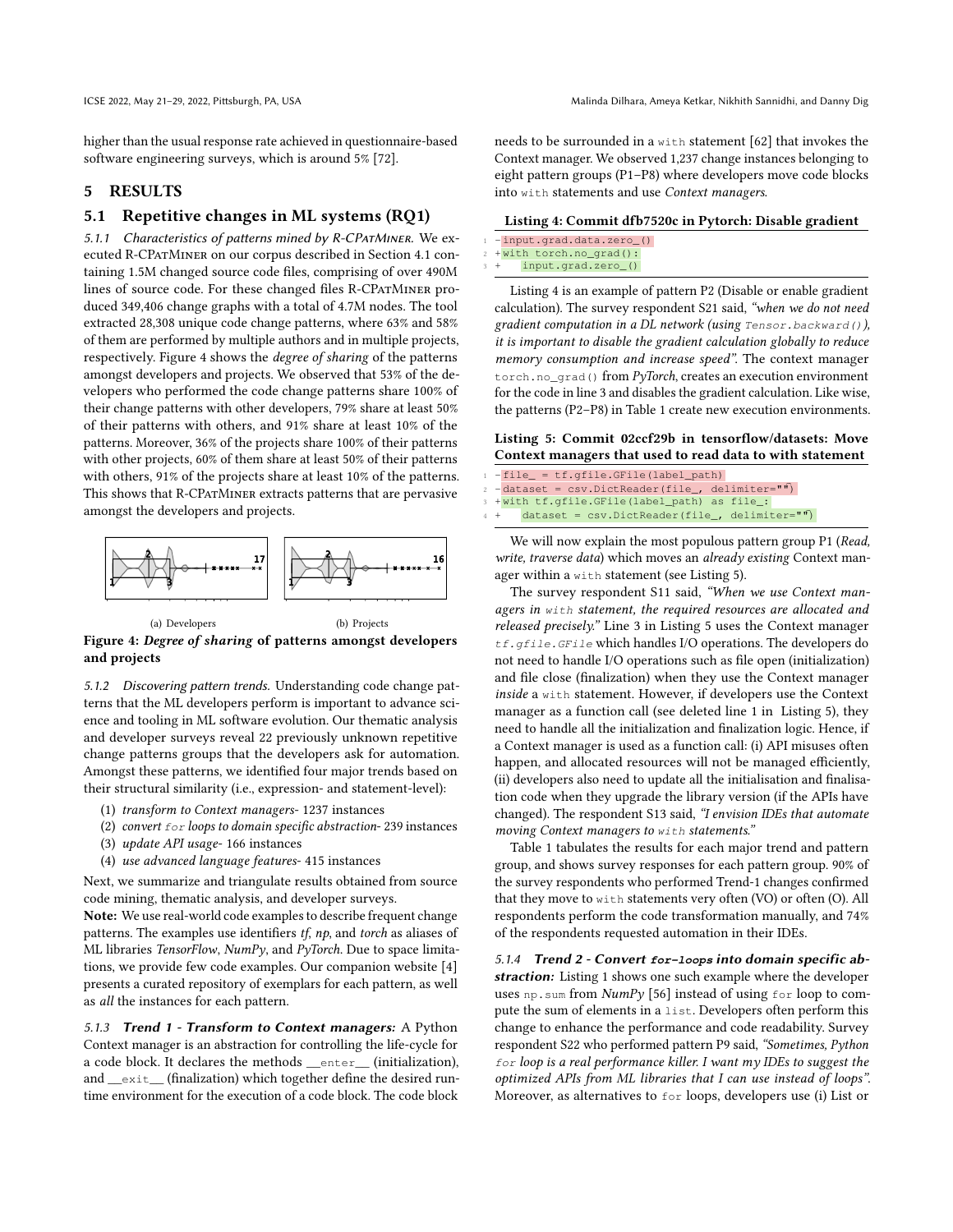higher than the usual response rate achieved in questionnaire-based software engineering surveys, which is around 5% [72].

# 5 RESULTS

## 5.1 Repetitive changes in ML systems (RQ1)

*5.1.1 Characteristics of patterns mined by R-CPatMiner.* We executed R-CPatMiner on our corpus described in Section 4.1 containing 1.5M changed source code files, comprising of over 490M lines of source code. For these changed files R-CPatMiner produced 349,406 change graphs with a total of 4.7M nodes. The tool extracted 28,308 unique code change patterns, where 63% and 58% of them are performed by multiple authors and in multiple projects, respectively. Figure 4 shows the *degree of sharing* of the patterns amongst developers and projects. We observed that 53% of the developers who performed the code change patterns share 100% of their change patterns with other developers, 79% share at least 50% of their patterns with others, and 91% share at least 10% of the patterns. Moreover, 36% of the projects share 100% of their patterns with other projects, 60% of them share at least 50% of their patterns with others, 91% of the projects share at least 10% of the patterns. This shows that R-CPatMiner extracts patterns that are pervasive amongst the developers and projects.

(a) Developers (b) Projects

**Figure 4: *Degree of sharing* of patterns amongst developers and projects**

*5.1.2 Discovering pattern trends.* Understanding code change patterns that the ML developers perform is important to advance science and tooling in ML software evolution. Our thematic analysis and developer surveys reveal 22 previously unknown repetitive change patterns groups that the developers ask for automation. Amongst these patterns, we identified four major trends based on their structural similarity (i.e., expression- and statement-level):

1. *transform to Context managers*- 1237 instances
2. *convert* `for` *loops to domain specific abstraction*- 239 instances
3. *update API usage*- 166 instances
4. *use advanced language features*- 415 instances

Next, we summarize and triangulate results obtained from source code mining, thematic analysis, and developer surveys.

**Note:** We use real-world code examples to describe frequent change patterns. The examples use identifiers *tf*, *np*, and *torch* as aliases of ML libraries *TensorFlow*, *NumPy*, and *PyTorch*. Due to space limitations, we provide few code examples. Our companion website [4] presents a curated repository of exemplars for each pattern, as well as *all* the instances for each pattern.

*5.1.3* ***Trend 1 - Transform to Context managers:*** A Python Context manager is an abstraction for controlling the life-cycle for a code block. It declares the methods `__enter__` (initialization), and `__exit__` (finalization) which together define the desired runtime environment for the execution of a code block. The code block needs to be surrounded in a `with` statement [62] that invokes the Context manager. We observed 1,237 change instances belonging to eight pattern groups (P1–P8) where developers move code blocks into `with` statements and use *Context managers*.

**Listing 4: Commit dfb7520c in Pytorch: Disable gradient**

```
1 - input.grad.data.zero_()
2 + with torch.no_grad():
3 +     input.grad.zero_()
```

Listing 4 is an example of pattern P2 (Disable or enable gradient calculation). The survey respondent S21 said, *"when we do not need gradient computation in a DL network (using* `Tensor.backward()`*), it is important to disable the gradient calculation globally to reduce memory consumption and increase speed".* The context manager `torch.no_grad()` from *PyTorch*, creates an execution environment for the code in line 3 and disables the gradient calculation. Like wise, the patterns (P2–P8) in Table 1 create new execution environments.

**Listing 5: Commit 02ccf29b in tensorflow/datasets: Move Context managers that used to read data to with statement**

```
1 - file_ = tf.gfile.GFile(label_path)
2 - dataset = csv.DictReader(file_, delimiter="")
3 + with tf.gfile.GFile(label_path) as file_:
4 +     dataset = csv.DictReader(file_, delimiter="")
```

We will now explain the most populous pattern group P1 (*Read, write, traverse data*) which moves an *already existing* Context manager within a `with` statement (see Listing 5).

The survey respondent S11 said, *"When we use Context managers in* `with` *statement, the required resources are allocated and released precisely."* Line 3 in Listing 5 uses the Context manager `tf.gfile.GFile` which handles I/O operations. The developers do not need to handle I/O operations such as file open (initialization) and file close (finalization) when they use the Context manager *inside* a `with` statement. However, if developers use the Context manager as a function call (see deleted line 1 in Listing 5), they need to handle all the initialization and finalization logic. Hence, if a Context manager is used as a function call: (i) API misuses often happen, and allocated resources will not be managed efficiently, (ii) developers also need to update all the initialisation and finalisation code when they upgrade the library version (if the APIs have changed). The respondent S13 said, *"I envision IDEs that automate moving Context managers to* `with` *statements."*

Table 1 tabulates the results for each major trend and pattern group, and shows survey responses for each pattern group. 90% of the survey respondents who performed Trend-1 changes confirmed that they move to `with` statements very often (VO) or often (O). All respondents perform the code transformation manually, and 74% of the respondents requested automation in their IDEs.

*5.1.4* ***Trend 2 - Convert*** **`for`*-loops into domain specific abstraction:*** Listing 1 shows one such example where the developer uses `np.sum` from *NumPy* [56] instead of using `for` loop to compute the sum of elements in a `list`. Developers often perform this change to enhance the performance and code readability. Survey respondent S22 who performed pattern P9 said, *"Sometimes, Python* `for` *loop is a real performance killer. I want my IDEs to suggest the optimized APIs from ML libraries that I can use instead of loops".* Moreover, as alternatives to `for` loops, developers use (i) List or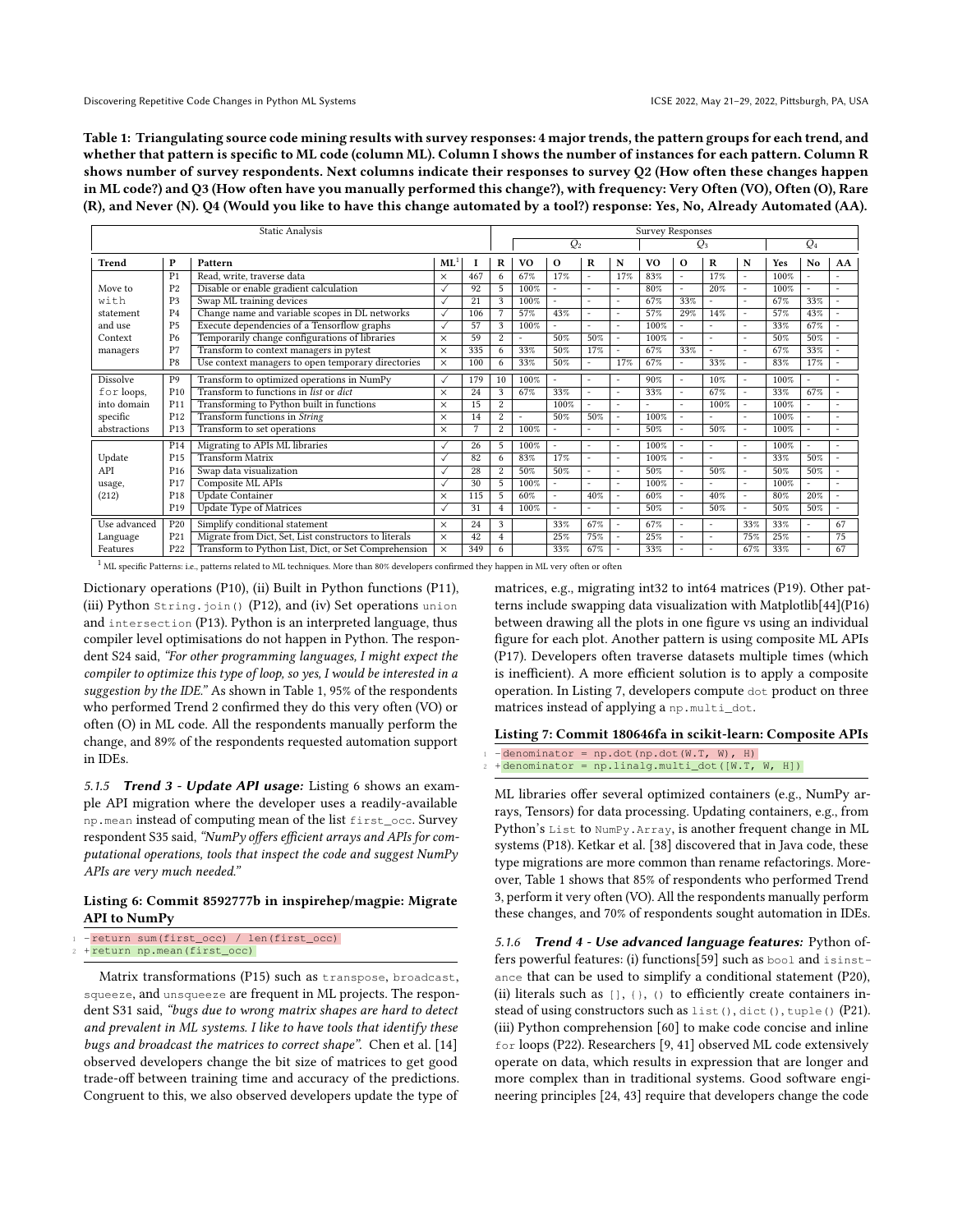**Table 1: Triangulating source code mining results with survey responses: 4 major trends, the pattern groups for each trend, and whether that pattern is specific to ML code (column ML). Column I shows the number of instances for each pattern. Column R shows number of survey respondents. Next columns indicate their responses to survey Q2 (How often these changes happen in ML code?) and Q3 (How often have you manually performed this change?), with frequency: Very Often (VO), Often (O), Rare (R), and Never (N). Q4 (Would you like to have this change automated by a tool?) response: Yes, No, Already Automated (AA).**

| Static Analysis | | | | | Survey Responses | | | | | | | | | | | |
|---|---|---|---|---|---|---|---|---|---|---|---|---|---|---|---|---|
| | | | | | | $Q_2$ | | | | $Q_3$ | | | | $Q_4$ | | |
| Trend | P | Pattern | ML[1] | I | R | VO | O | R | N | VO | O | R | N | Yes | No | AA |
| Move to `with` statement and use Context managers | P1 | Read, write, traverse data | × | 467 | 6 | 67% | 17% | - | 17% | 83% | - | 17% | - | 100% | - | - |
| | P2 | Disable or enable gradient calculation | ✓ | 92 | 5 | 100% | - | - | - | 80% | - | 20% | - | 100% | - | - |
| | P3 | Swap ML training devices | ✓ | 21 | 3 | 100% | - | - | - | 67% | 33% | - | - | 67% | 33% | - |
| | P4 | Change name and variable scopes in DL networks | ✓ | 106 | 7 | 57% | 43% | - | - | 57% | 29% | 14% | - | 57% | 43% | - |
| | P5 | Execute dependencies of a Tensorflow graphs | ✓ | 57 | 3 | 100% | - | - | - | 100% | - | - | - | 33% | 67% | - |
| | P6 | Temporarily change configurations of libraries | × | 59 | 2 | - | 50% | 50% | - | 100% | - | - | - | 50% | 50% | - |
| | P7 | Transform to context managers in pytest | × | 335 | 6 | 33% | 50% | 17% | - | 67% | 33% | - | - | 67% | 33% | - |
| | P8 | Use context managers to open temporary directories | × | 100 | 6 | 33% | 50% | - | 17% | 67% | - | 33% | - | 83% | 17% | - |
| Dissolve `for` loops, into domain specific abstractions | P9 | Transform to optimized operations in NumPy | ✓ | 179 | 10 | 100% | - | - | - | 90% | - | 10% | - | 100% | - | - |
| | P10 | Transform to functions in *list* or *dict* | × | 24 | 3 | 67% | 33% | - | - | 33% | - | 67% | - | 33% | 67% | - |
| | P11 | Transforming to Python built in functions | × | 15 | 2 | | 100% | - | - | - | - | 100% | - | 100% | - | - |
| | P12 | Transform functions in *String* | × | 14 | 2 | - | 50% | 50% | - | 100% | - | - | - | 100% | - | - |
| | P13 | Transform to set operations | × | 7 | 2 | 100% | - | - | - | 50% | - | 50% | - | 100% | - | - |
| Update API usage, (212) | P14 | Migrating to APIs ML libraries | ✓ | 26 | 5 | 100% | - | - | - | 100% | - | - | - | 100% | - | - |
| | P15 | Transform Matrix | ✓ | 82 | 6 | 83% | 17% | - | - | 100% | - | - | - | 33% | 50% | - |
| | P16 | Swap data visualization | ✓ | 28 | 2 | 50% | 50% | - | - | 50% | - | 50% | - | 50% | 50% | - |
| | P17 | Composite ML APIs | ✓ | 30 | 5 | 100% | - | - | - | 100% | - | - | - | 100% | - | - |
| | P18 | Update Container | × | 115 | 5 | 60% | - | 40% | - | 60% | - | 40% | - | 80% | 20% | - |
| | P19 | Update Type of Matrices | ✓ | 31 | 4 | 100% | - | - | - | 50% | - | 50% | - | 50% | 50% | - |
| Use advanced Language Features | P20 | Simplify conditional statement | × | 24 | 3 | | 33% | 67% | - | 67% | - | - | 33% | 33% | - | 67 |
| | P21 | Migrate from Dict, Set, List constructors to literals | × | 42 | 4 | | 25% | 75% | - | 25% | - | - | 75% | 25% | - | 75 |
| | P22 | Transform to Python List, Dict, or Set Comprehension | × | 349 | 6 | | 33% | 67% | - | 33% | - | - | 67% | 33% | - | 67 |

[1] ML specific Patterns: i.e., patterns related to ML techniques. More than 80% developers confirmed they happen in ML very often or often

Dictionary operations (P10), (ii) Built in Python functions (P11), (iii) Python `String.join()` (P12), and (iv) Set operations `union` and `intersection` (P13). Python is an interpreted language, thus compiler level optimisations do not happen in Python. The respondent S24 said, *"For other programming languages, I might expect the compiler to optimize this type of loop, so yes, I would be interested in a suggestion by the IDE."* As shown in Table 1, 95% of the respondents who performed Trend 2 confirmed they do this very often (VO) or often (O) in ML code. All the respondents manually perform the change, and 89% of the respondents requested automation support in IDEs.

#### 5.1.5 *Trend 3 - Update API usage:*

Listing 6 shows an example API migration where the developer uses a readily-available `np.mean` instead of computing mean of the list `first_occ`. Survey respondent S35 said, *"NumPy offers efficient arrays and APIs for computational operations, tools that inspect the code and suggest NumPy APIs are very much needed."*

**Listing 6: Commit 8592777b in inspirehep/magpie: Migrate API to NumPy**

```
1 -return sum(first_occ) / len(first_occ)
2 +return np.mean(first_occ)
```

Matrix transformations (P15) such as `transpose`, `broadcast`, `squeeze`, and `unsqueeze` are frequent in ML projects. The respondent S31 said, *"bugs due to wrong matrix shapes are hard to detect and prevalent in ML systems. I like to have tools that identify these bugs and broadcast the matrices to correct shape".* Chen et al. [14] observed developers change the bit size of matrices to get good trade-off between training time and accuracy of the predictions. Congruent to this, we also observed developers update the type of matrices, e.g., migrating int32 to int64 matrices (P19). Other patterns include swapping data visualization with Matplotlib[44](P16) between drawing all the plots in one figure vs using an individual figure for each plot. Another pattern is using composite ML APIs (P17). Developers often traverse datasets multiple times (which is inefficient). A more efficient solution is to apply a composite operation. In Listing 7, developers compute `dot` product on three matrices instead of applying a `np.multi_dot`.

**Listing 7: Commit 180646fa in scikit-learn: Composite APIs**

```
1 -denominator = np.dot(np.dot(W.T, W), H)
2 +denominator = np.linalg.multi_dot([W.T, W, H])
```

ML libraries offer several optimized containers (e.g., NumPy arrays, Tensors) for data processing. Updating containers, e.g., from Python's `List` to `NumPy.Array`, is another frequent change in ML systems (P18). Ketkar et al. [38] discovered that in Java code, these type migrations are more common than rename refactorings. Moreover, Table 1 shows that 85% of respondents who performed Trend 3, perform it very often (VO). All the respondents manually perform these changes, and 70% of respondents sought automation in IDEs.

#### 5.1.6 *Trend 4 - Use advanced language features:*

Python offers powerful features: (i) functions[59] such as `bool` and `isinstance` that can be used to simplify a conditional statement (P20), (ii) literals such as `[]`, `{}`, `()` to efficiently create containers instead of using constructors such as `list()`, `dict()`, `tuple()` (P21). (iii) Python comprehension [60] to make code concise and inline `for` loops (P22). Researchers [9, 41] observed ML code extensively operate on data, which results in expression that are longer and more complex than in traditional systems. Good software engineering principles [24, 43] require that developers change the code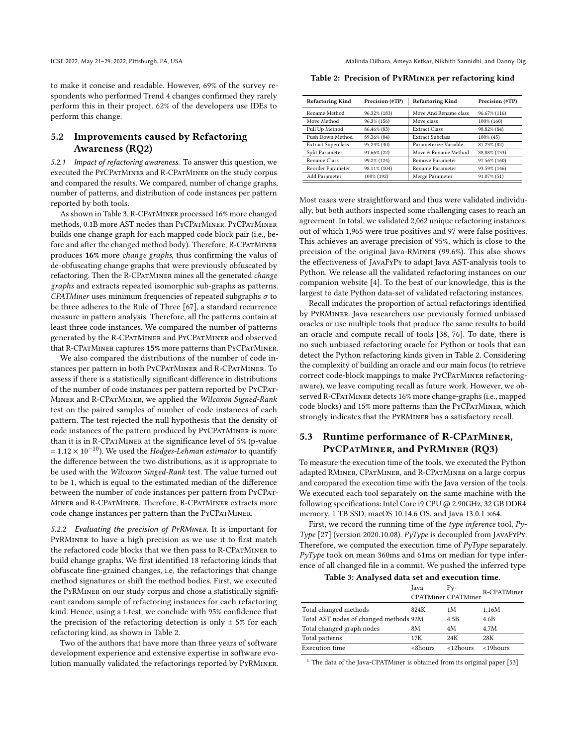to make it concise and readable. However, 69% of the survey respondents who performed Trend 4 changes confirmed they rarely perform this in their project. 62% of the developers use IDEs to perform this change.

## 5.2 Improvements caused by Refactoring Awareness (RQ2)

*5.2.1 Impact of refactoring awareness.* To answer this question, we executed the PyCPatMiner and R-CPatMiner on the study corpus and compared the results. We compared, number of change graphs, number of patterns, and distribution of code instances per pattern reported by both tools.

As shown in Table 3, R-CPatMiner processed 16% more changed methods, 0.1B more AST nodes than PyCPatMiner. PyCPatMiner builds one change graph for each mapped code block pair (i.e., before and after the changed method body). Therefore, R-CPatMiner produces **16%** more *change graphs*, thus confirming the valus of de-obfuscating change graphs that were previously obfuscated by refactoring. Then the R-CPatMiner mines all the generated *change graphs* and extracts repeated isomorphic sub-graphs as patterns. *CPATMiner* uses minimum frequencies of repeated subgraphs $\sigma$ to be three adheres to the Rule of Three [67], a standard recurrence measure in pattern analysis. Therefore, all the patterns contain at least three code instances. We compared the number of patterns generated by the R-CPatMiner and PyCPatMiner and observed that R-CPatMiner captures **15%** more patterns than PyCPatMiner.

We also compared the distributions of the number of code instances per pattern in both PyCPatMiner and R-CPatMiner. To assess if there is a statistically significant difference in distributions of the number of code instances per pattern reported by PyCPatMiner and R-CPatMiner, we applied the *Wilcoxon Signed-Rank* test on the paired samples of number of code instances of each pattern. The test rejected the null hypothesis that the density of code instances of the pattern produced by PyCPatMiner is more than it is in R-CPatMiner at the significance level of 5% (p-value = $1.12 \times 10^{-10}$). We used the *Hodges-Lehman estimator* to quantify the difference between the two distributions, as it is appropriate to be used with the *Wilcoxon Singed-Rank* test. The value turned out to be 1, which is equal to the estimated median of the difference between the number of code instances per pattern from PyCPatMiner and R-CPatMiner. Therefore, R-CPatMiner extracts more code change instances per pattern than the PyCPatMiner.

*5.2.2 Evaluating the precision of PyRMiner.* It is important for PyRMiner to have a high precision as we use it to first match the refactored code blocks that we then pass to R-CPatMiner to build change graphs. We first identified 18 refactoring kinds that obfuscate fine-grained changes, i.e, the refactorings that change method signatures or shift the method bodies. First, we executed the PyRMiner on our study corpus and chose a statistically significant random sample of refactoring instances for each refactoring kind. Hence, using a t-test, we conclude with 95% confidence that the precision of the refactoring detection is only ± 5% for each refactoring kind, as shown in Table 2.

Two of the authors that have more than three years of software development experience and extensive expertise in software evolution manually validated the refactorings reported by PyRMiner.

**Table 2: Precision of PyRMiner per refactoring kind**

| Refactoring Kind | Precision (#TP) | Refactoring Kind | Precision (#TP) |
|---|---|---|---|
| Rename Method | 96.32% (183) | Move And Rename class | 96.67% (116) |
| Move Method | 96.3% (156) | Move class | 100% (160) |
| Pull Up Method | 86.46% (83) | Extract Class | 98.82% (84) |
| Push Down Method | 89.36% (84) | Extract Subclass | 100% (45) |
| Extract Superclass | 95.24% (40) | Parameterize Variable | 87.23% (82) |
| Split Parameter | 91.66% (22) | Move & Rename Method | 88.08% (133) |
| Rename Class | 99.2% (124) | Remove Parameter | 97.56% (160) |
| Reorder Parameter | 98.11% (104) | Rename Parameter | 93.59% (146) |
| Add Parameter | 100% (192) | Merge Parameter | 91.07% (51) |

Most cases were straightforward and thus were validated individually, but both authors inspected some challenging cases to reach an agreement. In total, we validated 2,062 unique refactoring instances, out of which 1,965 were true positives and 97 were false positives. This achieves an average precision of 95%, which is close to the precision of the original Java-RMiner (99.6%). This also shows the effectiveness of JavaFyPy to adapt Java AST-analysis tools to Python. We release all the validated refactoring instances on our companion website [4]. To the best of our knowledge, this is the largest to date Python data-set of validated refactoring instances.

Recall indicates the proportion of actual refactorings identified by PyRMiner. Java researchers use previously formed unbiased oracles or use multiple tools that produce the same results to build an oracle and compute recall of tools [38, 76]. To date, there is no such unbiased refactoring oracle for Python or tools that can detect the Python refactoring kinds given in Table 2. Considering the complexity of building an oracle and our main focus (to retrieve correct code-block mappings to make PyCPatMiner refactoring-aware), we leave computing recall as future work. However, we observed R-CPatMiner detects 16% more change-graphs (i.e., mapped code blocks) and 15% more patterns than the PyCPatMiner, which strongly indicates that the PyRMiner has a satisfactory recall.

## 5.3 Runtime performance of R-CPatMiner, PyCPatMiner, and PyRMiner (RQ3)

To measure the execution time of the tools, we executed the Python adapted RMiner, CPatMiner, and R-CPatMiner on a large corpus and compared the execution time with the Java version of the tools. We executed each tool separately on the same machine with the following specifications: Intel Core i9 CPU @ 2.90GHz, 32 GB DDR4 memory, 1 TB SSD, macOS 10.14.6 OS, and Java 13.0.1 ×64.

First, we record the running time of the *type inference* tool, *PyType* [27] (version 2020.10.08). *PyType* is decoupled from JavaFyPy. Therefore, we computed the execution time of *PyType* separately. *PyType* took on mean 360ms and 61ms on median for type inference of all changed file in a commit. We pushed the inferred type

**Table 3: Analysed data set and execution time.**

| | Java CPATMiner | Py-CPATMiner | R-CPATMiner |
|---|---|---|---|
| Total changed methods | 824K | 1M | 1.16M |
| Total AST nodes of changed methods | 92M | 4.5B | 4.6B |
| Total changed graph nodes | 8M | 4M | 4.7M |
| Total patterns | 17K | 24K | 28K |
| Execution time | <8hours | <12hours | <19hours |

[1] The data of the Java-CPATMiner is obtained from its original paper [53]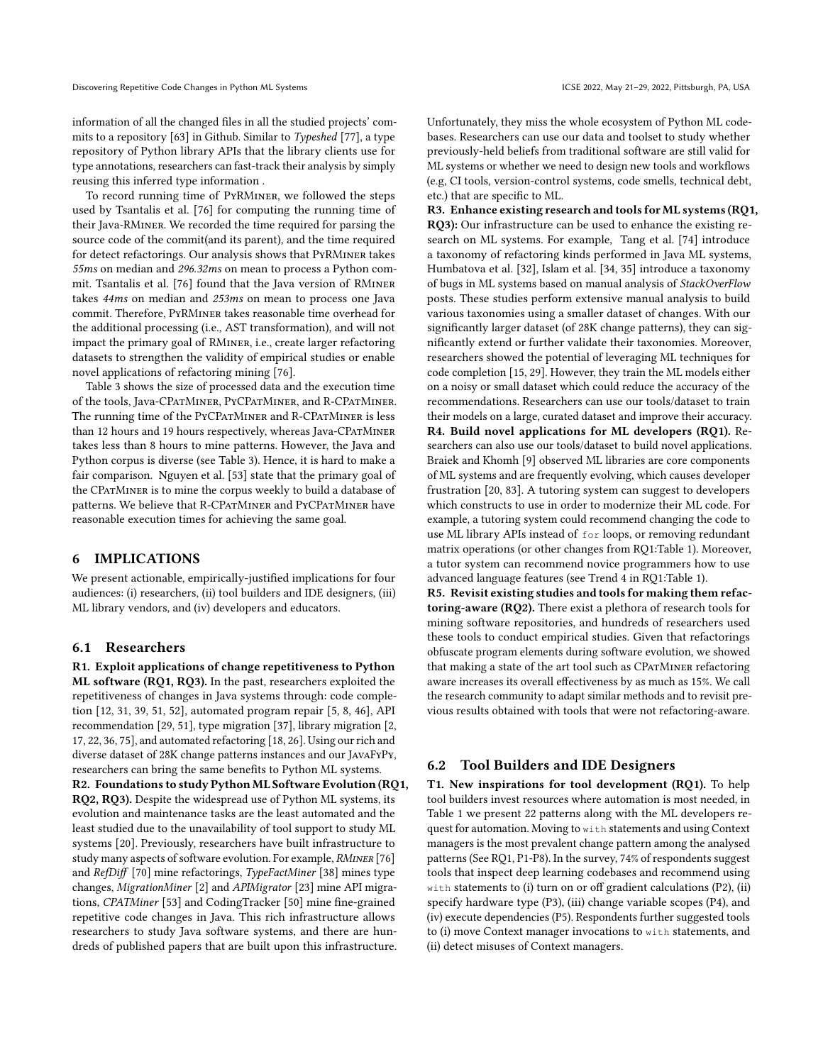information of all the changed files in all the studied projects' commits to a repository [63] in Github. Similar to *Typeshed* [77], a type repository of Python library APIs that the library clients use for type annotations, researchers can fast-track their analysis by simply reusing this inferred type information .

To record running time of PyRMiner, we followed the steps used by Tsantalis et al. [76] for computing the running time of their Java-RMiner. We recorded the time required for parsing the source code of the commit(and its parent), and the time required for detect refactorings. Our analysis shows that PyRMiner takes *55ms* on median and *296.32ms* on mean to process a Python commit. Tsantalis et al. [76] found that the Java version of RMiner takes *44ms* on median and *253ms* on mean to process one Java commit. Therefore, PyRMiner takes reasonable time overhead for the additional processing (i.e., AST transformation), and will not impact the primary goal of RMiner, i.e., create larger refactoring datasets to strengthen the validity of empirical studies or enable novel applications of refactoring mining [76].

Table 3 shows the size of processed data and the execution time of the tools, Java-CPatMiner, PyCPatMiner, and R-CPatMiner. The running time of the PyCPatMiner and R-CPatMiner is less than 12 hours and 19 hours respectively, whereas Java-CPatMiner takes less than 8 hours to mine patterns. However, the Java and Python corpus is diverse (see Table 3). Hence, it is hard to make a fair comparison. Nguyen et al. [53] state that the primary goal of the CPatMiner is to mine the corpus weekly to build a database of patterns. We believe that R-CPatMiner and PyCPatMiner have reasonable execution times for achieving the same goal.

## 6 IMPLICATIONS

We present actionable, empirically-justified implications for four audiences: (i) researchers, (ii) tool builders and IDE designers, (iii) ML library vendors, and (iv) developers and educators.

### 6.1 Researchers

**R1. Exploit applications of change repetitiveness to Python ML software (RQ1, RQ3).** In the past, researchers exploited the repetitiveness of changes in Java systems through: code completion [12, 31, 39, 51, 52], automated program repair [5, 8, 46], API recommendation [29, 51], type migration [37], library migration [2, 17, 22, 36, 75], and automated refactoring [18, 26]. Using our rich and diverse dataset of 28K change patterns instances and our JavaFyPy, researchers can bring the same benefits to Python ML systems.

**R2. Foundations to study Python ML Software Evolution (RQ1, RQ2, RQ3).** Despite the widespread use of Python ML systems, its evolution and maintenance tasks are the least automated and the least studied due to the unavailability of tool support to study ML systems [20]. Previously, researchers have built infrastructure to study many aspects of software evolution. For example, *RMiner* [76] and *RefDiff* [70] mine refactorings, *TypeFactMiner* [38] mines type changes, *MigrationMiner* [2] and *APIMigrator* [23] mine API migrations, *CPATMiner* [53] and CodingTracker [50] mine fine-grained repetitive code changes in Java. This rich infrastructure allows researchers to study Java software systems, and there are hundreds of published papers that are built upon this infrastructure. Unfortunately, they miss the whole ecosystem of Python ML codebases. Researchers can use our data and toolset to study whether previously-held beliefs from traditional software are still valid for ML systems or whether we need to design new tools and workflows (e.g, CI tools, version-control systems, code smells, technical debt, etc.) that are specific to ML.

**R3. Enhance existing research and tools for ML systems (RQ1, RQ3):** Our infrastructure can be used to enhance the existing research on ML systems. For example, Tang et al. [74] introduce a taxonomy of refactoring kinds performed in Java ML systems, Humbatova et al. [32], Islam et al. [34, 35] introduce a taxonomy of bugs in ML systems based on manual analysis of *StackOverFlow* posts. These studies perform extensive manual analysis to build various taxonomies using a smaller dataset of changes. With our significantly larger dataset (of 28K change patterns), they can significantly extend or further validate their taxonomies. Moreover, researchers showed the potential of leveraging ML techniques for code completion [15, 29]. However, they train the ML models either on a noisy or small dataset which could reduce the accuracy of the recommendations. Researchers can use our tools/dataset to train their models on a large, curated dataset and improve their accuracy.

**R4. Build novel applications for ML developers (RQ1).** Researchers can also use our tools/dataset to build novel applications. Braiek and Khomh [9] observed ML libraries are core components of ML systems and are frequently evolving, which causes developer frustration [20, 83]. A tutoring system can suggest to developers which constructs to use in order to modernize their ML code. For example, a tutoring system could recommend changing the code to use ML library APIs instead of `for` loops, or removing redundant matrix operations (or other changes from RQ1:Table 1). Moreover, a tutor system can recommend novice programmers how to use advanced language features (see Trend 4 in RQ1:Table 1).

**R5. Revisit existing studies and tools for making them refactoring-aware (RQ2).** There exist a plethora of research tools for mining software repositories, and hundreds of researchers used these tools to conduct empirical studies. Given that refactorings obfuscate program elements during software evolution, we showed that making a state of the art tool such as CPatMiner refactoring aware increases its overall effectiveness by as much as 15%. We call the research community to adapt similar methods and to revisit previous results obtained with tools that were not refactoring-aware.

### 6.2 Tool Builders and IDE Designers

**T1. New inspirations for tool development (RQ1).** To help tool builders invest resources where automation is most needed, in Table 1 we present 22 patterns along with the ML developers request for automation. Moving to `with` statements and using Context managers is the most prevalent change pattern among the analysed patterns (See RQ1, P1-P8). In the survey, 74% of respondents suggest tools that inspect deep learning codebases and recommend using `with` statements to (i) turn on or off gradient calculations (P2), (ii) specify hardware type (P3), (iii) change variable scopes (P4), and (iv) execute dependencies (P5). Respondents further suggested tools to (i) move Context manager invocations to `with` statements, and (ii) detect misuses of Context managers.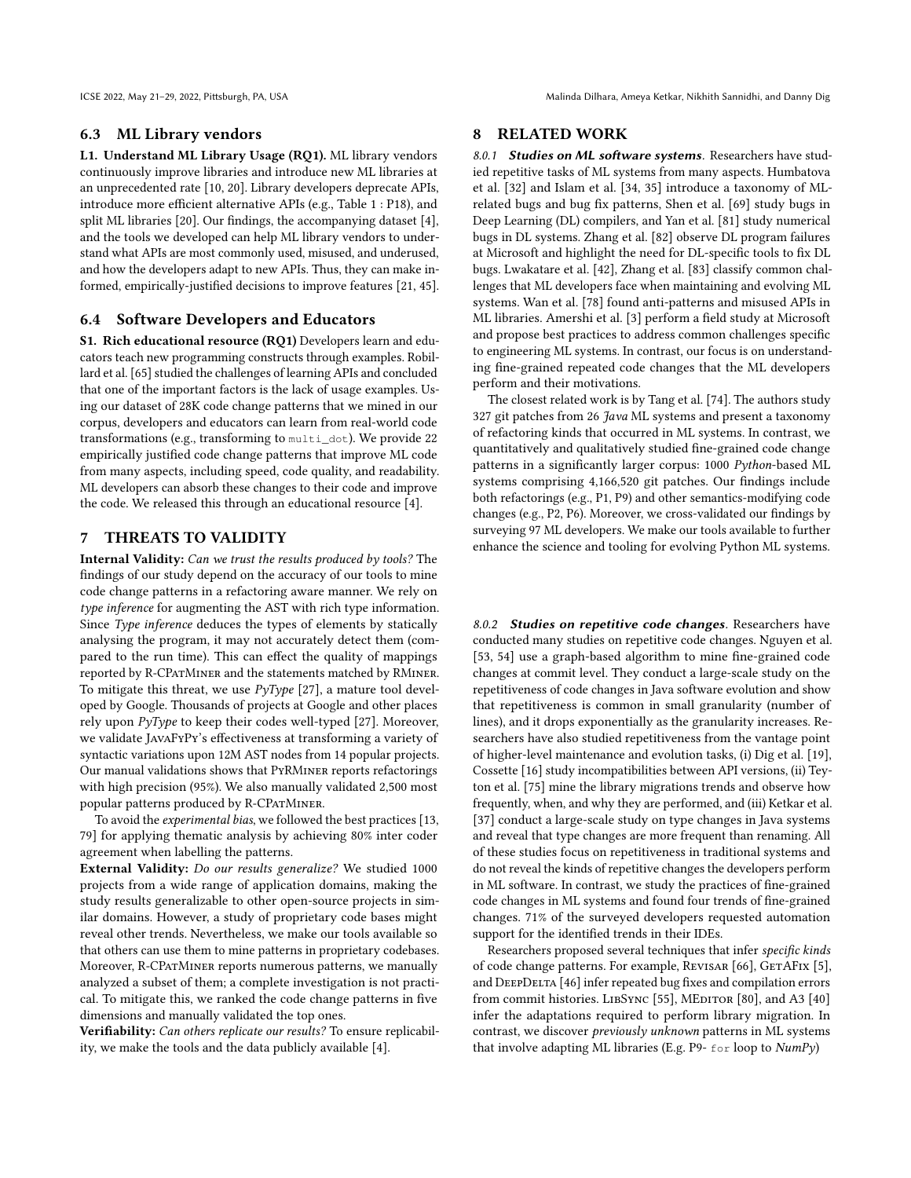## 6.3 ML Library vendors

**L1. Understand ML Library Usage (RQ1).** ML library vendors continuously improve libraries and introduce new ML libraries at an unprecedented rate [10, 20]. Library developers deprecate APIs, introduce more efficient alternative APIs (e.g., Table 1 : P18), and split ML libraries [20]. Our findings, the accompanying dataset [4], and the tools we developed can help ML library vendors to understand what APIs are most commonly used, misused, and underused, and how the developers adapt to new APIs. Thus, they can make informed, empirically-justified decisions to improve features [21, 45].

## 6.4 Software Developers and Educators

**S1. Rich educational resource (RQ1)** Developers learn and educators teach new programming constructs through examples. Robillard et al. [65] studied the challenges of learning APIs and concluded that one of the important factors is the lack of usage examples. Using our dataset of 28K code change patterns that we mined in our corpus, developers and educators can learn from real-world code transformations (e.g., transforming to `multi_dot`). We provide 22 empirically justified code change patterns that improve ML code from many aspects, including speed, code quality, and readability. ML developers can absorb these changes to their code and improve the code. We released this through an educational resource [4].

# 7 THREATS TO VALIDITY

**Internal Validity:** *Can we trust the results produced by tools?* The findings of our study depend on the accuracy of our tools to mine code change patterns in a refactoring aware manner. We rely on *type inference* for augmenting the AST with rich type information. Since *Type inference* deduces the types of elements by statically analysing the program, it may not accurately detect them (compared to the run time). This can effect the quality of mappings reported by R-CPatMiner and the statements matched by RMiner. To mitigate this threat, we use *PyType* [27], a mature tool developed by Google. Thousands of projects at Google and other places rely upon *PyType* to keep their codes well-typed [27]. Moreover, we validate JavaFyPy's effectiveness at transforming a variety of syntactic variations upon 12M AST nodes from 14 popular projects. Our manual validations shows that PyRMiner reports refactorings with high precision (95%). We also manually validated 2,500 most popular patterns produced by R-CPatMiner.

To avoid the *experimental bias*, we followed the best practices [13, 79] for applying thematic analysis by achieving 80% inter coder agreement when labelling the patterns.

**External Validity:** *Do our results generalize?* We studied 1000 projects from a wide range of application domains, making the study results generalizable to other open-source projects in similar domains. However, a study of proprietary code bases might reveal other trends. Nevertheless, we make our tools available so that others can use them to mine patterns in proprietary codebases. Moreover, R-CPatMiner reports numerous patterns, we manually analyzed a subset of them; a complete investigation is not practical. To mitigate this, we ranked the code change patterns in five dimensions and manually validated the top ones.

**Verifiability:** *Can others replicate our results?* To ensure replicability, we make the tools and the data publicly available [4].

# 8 RELATED WORK

#### 8.0.1 *Studies on ML software systems.*

Researchers have studied repetitive tasks of ML systems from many aspects. Humbatova et al. [32] and Islam et al. [34, 35] introduce a taxonomy of ML-related bugs and bug fix patterns, Shen et al. [69] study bugs in Deep Learning (DL) compilers, and Yan et al. [81] study numerical bugs in DL systems. Zhang et al. [82] observe DL program failures at Microsoft and highlight the need for DL-specific tools to fix DL bugs. Lwakatare et al. [42], Zhang et al. [83] classify common challenges that ML developers face when maintaining and evolving ML systems. Wan et al. [78] found anti-patterns and misused APIs in ML libraries. Amershi et al. [3] perform a field study at Microsoft and propose best practices to address common challenges specific to engineering ML systems. In contrast, our focus is on understanding fine-grained repeated code changes that the ML developers perform and their motivations.

The closest related work is by Tang et al. [74]. The authors study 327 git patches from 26 *Java* ML systems and present a taxonomy of refactoring kinds that occurred in ML systems. In contrast, we quantitatively and qualitatively studied fine-grained code change patterns in a significantly larger corpus: 1000 *Python*-based ML systems comprising 4,166,520 git patches. Our findings include both refactorings (e.g., P1, P9) and other semantics-modifying code changes (e.g., P2, P6). Moreover, we cross-validated our findings by surveying 97 ML developers. We make our tools available to further enhance the science and tooling for evolving Python ML systems.

#### 8.0.2 *Studies on repetitive code changes.*

Researchers have conducted many studies on repetitive code changes. Nguyen et al. [53, 54] use a graph-based algorithm to mine fine-grained code changes at commit level. They conduct a large-scale study on the repetitiveness of code changes in Java software evolution and show that repetitiveness is common in small granularity (number of lines), and it drops exponentially as the granularity increases. Researchers have also studied repetitiveness from the vantage point of higher-level maintenance and evolution tasks, (i) Dig et al. [19], Cossette [16] study incompatibilities between API versions, (ii) Teyton et al. [75] mine the library migrations trends and observe how frequently, when, and why they are performed, and (iii) Ketkar et al. [37] conduct a large-scale study on type changes in Java systems and reveal that type changes are more frequent than renaming. All of these studies focus on repetitiveness in traditional systems and do not reveal the kinds of repetitive changes the developers perform in ML software. In contrast, we study the practices of fine-grained code changes in ML systems and found four trends of fine-grained changes. 71% of the surveyed developers requested automation support for the identified trends in their IDEs.

Researchers proposed several techniques that infer *specific kinds* of code change patterns. For example, Revisar [66], GetAFix [5], and DeepDelta [46] infer repeated bug fixes and compilation errors from commit histories. LibSync [55], MEditor [80], and A3 [40] infer the adaptations required to perform library migration. In contrast, we discover *previously unknown* patterns in ML systems that involve adapting ML libraries (E.g. P9- `for` loop to *NumPy*)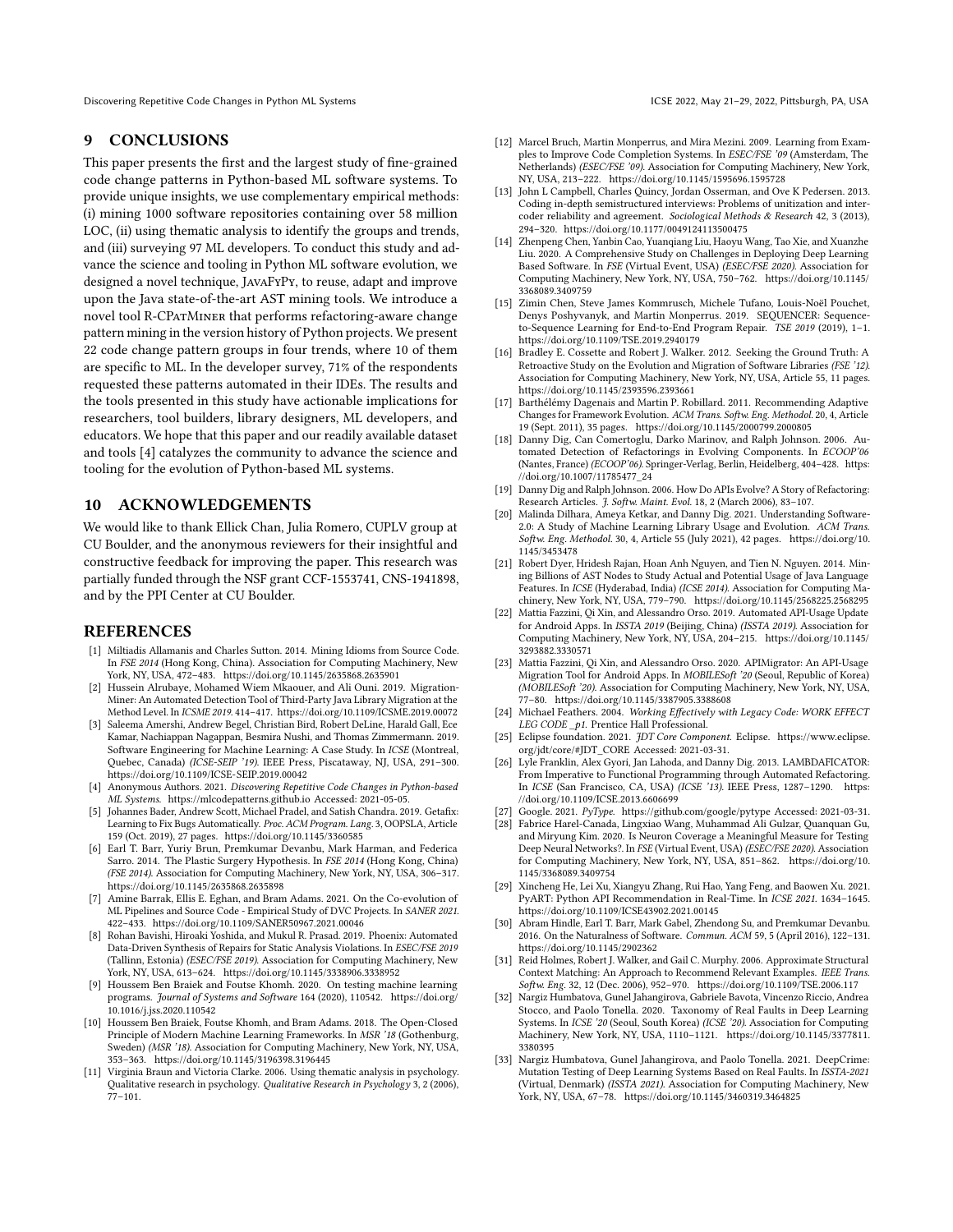## 9 CONCLUSIONS

This paper presents the first and the largest study of fine-grained code change patterns in Python-based ML software systems. To provide unique insights, we use complementary empirical methods: (i) mining 1000 software repositories containing over 58 million LOC, (ii) using thematic analysis to identify the groups and trends, and (iii) surveying 97 ML developers. To conduct this study and advance the science and tooling in Python ML software evolution, we designed a novel technique, JavaFyPy, to reuse, adapt and improve upon the Java state-of-the-art AST mining tools. We introduce a novel tool R-CPatMiner that performs refactoring-aware change pattern mining in the version history of Python projects. We present 22 code change pattern groups in four trends, where 10 of them are specific to ML. In the developer survey, 71% of the respondents requested these patterns automated in their IDEs. The results and the tools presented in this study have actionable implications for researchers, tool builders, library designers, ML developers, and educators. We hope that this paper and our readily available dataset and tools [4] catalyzes the community to advance the science and tooling for the evolution of Python-based ML systems.

## 10 ACKNOWLEDGEMENTS

We would like to thank Ellick Chan, Julia Romero, CUPLV group at CU Boulder, and the anonymous reviewers for their insightful and constructive feedback for improving the paper. This research was partially funded through the NSF grant CCF-1553741, CNS-1941898, and by the PPI Center at CU Boulder.

## REFERENCES

- [1] Miltiadis Allamanis and Charles Sutton. 2014. Mining Idioms from Source Code. In *FSE 2014* (Hong Kong, China). Association for Computing Machinery, New York, NY, USA, 472–483. https://doi.org/10.1145/2635868.2635901
- [2] Hussein Alrubaye, Mohamed Wiem Mkaouer, and Ali Ouni. 2019. Migration-Miner: An Automated Detection Tool of Third-Party Java Library Migration at the Method Level. In *ICSME 2019*. 414–417. https://doi.org/10.1109/ICSME.2019.00072
- [3] Saleema Amershi, Andrew Begel, Christian Bird, Robert DeLine, Harald Gall, Ece Kamar, Nachiappan Nagappan, Besmira Nushi, and Thomas Zimmermann. 2019. Software Engineering for Machine Learning: A Case Study. In *ICSE* (Montreal, Quebec, Canada) *(ICSE-SEIP '19)*. IEEE Press, Piscataway, NJ, USA, 291–300. https://doi.org/10.1109/ICSE-SEIP.2019.00042
- [4] Anonymous Authors. 2021. *Discovering Repetitive Code Changes in Python-based ML Systems*. https://mlcodepatterns.github.io Accessed: 2021-05-05.
- [5] Johannes Bader, Andrew Scott, Michael Pradel, and Satish Chandra. 2019. Getafix: Learning to Fix Bugs Automatically. *Proc. ACM Program. Lang.* 3, OOPSLA, Article 159 (Oct. 2019), 27 pages. https://doi.org/10.1145/3360585
- [6] Earl T. Barr, Yuriy Brun, Premkumar Devanbu, Mark Harman, and Federica Sarro. 2014. The Plastic Surgery Hypothesis. In *FSE 2014* (Hong Kong, China) *(FSE 2014)*. Association for Computing Machinery, New York, NY, USA, 306–317. https://doi.org/10.1145/2635868.2635898
- [7] Amine Barrak, Ellis E. Eghan, and Bram Adams. 2021. On the Co-evolution of ML Pipelines and Source Code - Empirical Study of DVC Projects. In *SANER 2021*. 422–433. https://doi.org/10.1109/SANER50967.2021.00046
- [8] Rohan Bavishi, Hiroaki Yoshida, and Mukul R. Prasad. 2019. Phoenix: Automated Data-Driven Synthesis of Repairs for Static Analysis Violations. In *ESEC/FSE 2019* (Tallinn, Estonia) *(ESEC/FSE 2019)*. Association for Computing Machinery, New York, NY, USA, 613–624. https://doi.org/10.1145/3338906.3338952
- [9] Houssem Ben Braiek and Foutse Khomh. 2020. On testing machine learning programs. *Journal of Systems and Software* 164 (2020), 110542. https://doi.org/10.1016/j.jss.2020.110542
- [10] Houssem Ben Braiek, Foutse Khomh, and Bram Adams. 2018. The Open-Closed Principle of Modern Machine Learning Frameworks. In *MSR '18* (Gothenburg, Sweden) *(MSR '18)*. Association for Computing Machinery, New York, NY, USA, 353–363. https://doi.org/10.1145/3196398.3196445
- [11] Virginia Braun and Victoria Clarke. 2006. Using thematic analysis in psychology. Qualitative research in psychology. *Qualitative Research in Psychology* 3, 2 (2006), 77–101.
- [12] Marcel Bruch, Martin Monperrus, and Mira Mezini. 2009. Learning from Examples to Improve Code Completion Systems. In *ESEC/FSE '09* (Amsterdam, The Netherlands) *(ESEC/FSE '09)*. Association for Computing Machinery, New York, NY, USA, 213–222. https://doi.org/10.1145/1595696.1595728
- [13] John L Campbell, Charles Quincy, Jordan Osserman, and Ove K Pedersen. 2013. Coding in-depth semistructured interviews: Problems of unitization and intercoder reliability and agreement. *Sociological Methods & Research* 42, 3 (2013), 294–320. https://doi.org/10.1177/0049124113500475
- [14] Zhenpeng Chen, Yanbin Cao, Yuanqiang Liu, Haoyu Wang, Tao Xie, and Xuanzhe Liu. 2020. A Comprehensive Study on Challenges in Deploying Deep Learning Based Software. In *FSE* (Virtual Event, USA) *(ESEC/FSE 2020)*. Association for Computing Machinery, New York, NY, USA, 750–762. https://doi.org/10.1145/3368089.3409759
- [15] Zimin Chen, Steve James Kommrusch, Michele Tufano, Louis-Noël Pouchet, Denys Poshyvanyk, and Martin Monperrus. 2019. SEQUENCER: Sequence-to-Sequence Learning for End-to-End Program Repair. *TSE 2019* (2019), 1–1. https://doi.org/10.1109/TSE.2019.2940179
- [16] Bradley E. Cossette and Robert J. Walker. 2012. Seeking the Ground Truth: A Retroactive Study on the Evolution and Migration of Software Libraries *(FSE '12)*. Association for Computing Machinery, New York, NY, USA, Article 55, 11 pages. https://doi.org/10.1145/2393596.2393661
- [17] Barthélémy Dagenais and Martin P. Robillard. 2011. Recommending Adaptive Changes for Framework Evolution. *ACM Trans. Softw. Eng. Methodol.* 20, 4, Article 19 (Sept. 2011), 35 pages. https://doi.org/10.1145/2000799.2000805
- [18] Danny Dig, Can Comertoglu, Darko Marinov, and Ralph Johnson. 2006. Automated Detection of Refactorings in Evolving Components. In *ECOOP'06* (Nantes, France) *(ECOOP'06)*. Springer-Verlag, Berlin, Heidelberg, 404–428. https://doi.org/10.1007/11785477_24
- [19] Danny Dig and Ralph Johnson. 2006. How Do APIs Evolve? A Story of Refactoring: Research Articles. *J. Softw. Maint. Evol.* 18, 2 (March 2006), 83–107.
- [20] Malinda Dilhara, Ameya Ketkar, and Danny Dig. 2021. Understanding Software-2.0: A Study of Machine Learning Library Usage and Evolution. *ACM Trans. Softw. Eng. Methodol.* 30, 4, Article 55 (July 2021), 42 pages. https://doi.org/10.1145/3453478
- [21] Robert Dyer, Hridesh Rajan, Hoan Anh Nguyen, and Tien N. Nguyen. 2014. Mining Billions of AST Nodes to Study Actual and Potential Usage of Java Language Features. In *ICSE* (Hyderabad, India) *(ICSE 2014)*. Association for Computing Machinery, New York, NY, USA, 779–790. https://doi.org/10.1145/2568225.2568295
- [22] Mattia Fazzini, Qi Xin, and Alessandro Orso. 2019. Automated API-Usage Update for Android Apps. In *ISSTA 2019* (Beijing, China) *(ISSTA 2019)*. Association for Computing Machinery, New York, NY, USA, 204–215. https://doi.org/10.1145/3293882.3330571
- [23] Mattia Fazzini, Qi Xin, and Alessandro Orso. 2020. APIMigrator: An API-Usage Migration Tool for Android Apps. In *MOBILESoft '20* (Seoul, Republic of Korea) *(MOBILESoft '20)*. Association for Computing Machinery, New York, NY, USA, 77–80. https://doi.org/10.1145/3387905.3388608
- [24] Michael Feathers. 2004. *Working Effectively with Legacy Code: WORK EFFECT LEG CODE _p1*. Prentice Hall Professional.
- [25] Eclipse foundation. 2021. *JDT Core Component*. Eclipse. https://www.eclipse.org/jdt/core/#JDT_CORE Accessed: 2021-03-31.
- [26] Lyle Franklin, Alex Gyori, Jan Lahoda, and Danny Dig. 2013. LAMBDAFICATOR: From Imperative to Functional Programming through Automated Refactoring. In *ICSE* (San Francisco, CA, USA) *(ICSE '13)*. IEEE Press, 1287–1290. https://doi.org/10.1109/ICSE.2013.6606699
- [27] Google. 2021. *PyType*. https://github.com/google/pytype Accessed: 2021-03-31.
- [28] Fabrice Harel-Canada, Lingxiao Wang, Muhammad Ali Gulzar, Quanquan Gu, and Miryung Kim. 2020. Is Neuron Coverage a Meaningful Measure for Testing Deep Neural Networks?. In *FSE* (Virtual Event, USA) *(ESEC/FSE 2020)*. Association for Computing Machinery, New York, NY, USA, 851–862. https://doi.org/10.1145/3368089.3409754
- [29] Xincheng He, Lei Xu, Xiangyu Zhang, Rui Hao, Yang Feng, and Baowen Xu. 2021. PyART: Python API Recommendation in Real-Time. In *ICSE 2021*. 1634–1645. https://doi.org/10.1109/ICSE43902.2021.00145
- [30] Abram Hindle, Earl T. Barr, Mark Gabel, Zhendong Su, and Premkumar Devanbu. 2016. On the Naturalness of Software. *Commun. ACM* 59, 5 (April 2016), 122–131. https://doi.org/10.1145/2902362
- [31] Reid Holmes, Robert J. Walker, and Gail C. Murphy. 2006. Approximate Structural Context Matching: An Approach to Recommend Relevant Examples. *IEEE Trans. Softw. Eng.* 32, 12 (Dec. 2006), 952–970. https://doi.org/10.1109/TSE.2006.117
- [32] Nargiz Humbatova, Gunel Jahangirova, Gabriele Bavota, Vincenzo Riccio, Andrea Stocco, and Paolo Tonella. 2020. Taxonomy of Real Faults in Deep Learning Systems. In *ICSE '20* (Seoul, South Korea) *(ICSE '20)*. Association for Computing Machinery, New York, NY, USA, 1110–1121. https://doi.org/10.1145/3377811.3380395
- [33] Nargiz Humbatova, Gunel Jahangirova, and Paolo Tonella. 2021. DeepCrime: Mutation Testing of Deep Learning Systems Based on Real Faults. In *ISSTA-2021* (Virtual, Denmark) *(ISSTA 2021)*. Association for Computing Machinery, New York, NY, USA, 67–78. https://doi.org/10.1145/3460319.3464825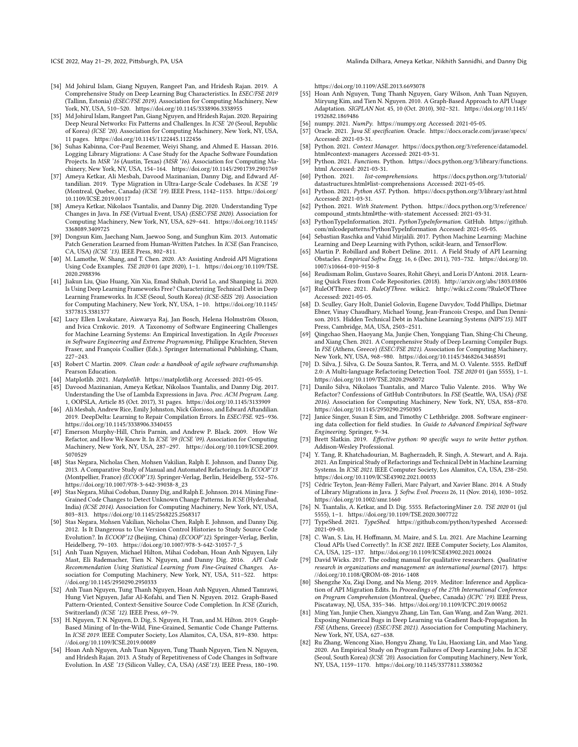- [34] Md Johirul Islam, Giang Nguyen, Rangeet Pan, and Hridesh Rajan. 2019. A Comprehensive Study on Deep Learning Bug Characteristics. In *ESEC/FSE 2019* (Tallinn, Estonia) *(ESEC/FSE 2019)*. Association for Computing Machinery, New York, NY, USA, 510–520. https://doi.org/10.1145/3338906.3338955
- [35] Md Johirul Islam, Rangeet Pan, Giang Nguyen, and Hridesh Rajan. 2020. Repairing Deep Neural Networks: Fix Patterns and Challenges. In *ICSE '20* (Seoul, Republic of Korea) *(ICSE '20)*. Association for Computing Machinery, New York, NY, USA, 11 pages. https://doi.org/10.1145/1122445.1122456
- [36] Suhas Kabinna, Cor-Paul Bezemer, Weiyi Shang, and Ahmed E. Hassan. 2016. Logging Library Migrations: A Case Study for the Apache Software Foundation Projects. In *MSR '16* (Austin, Texas) *(MSR '16)*. Association for Computing Machinery, New York, NY, USA, 154–164. https://doi.org/10.1145/2901739.2901769
- [37] Ameya Ketkar, Ali Mesbah, Davood Mazinanian, Danny Dig, and Edward Aftandilian. 2019. Type Migration in Ultra-Large-Scale Codebases. In *ICSE '19* (Montreal, Quebec, Canada) *(ICSE '19)*. IEEE Press, 1142–1153. https://doi.org/10.1109/ICSE.2019.00117
- [38] Ameya Ketkar, Nikolaos Tsantalis, and Danny Dig. 2020. Understanding Type Changes in Java. In *FSE* (Virtual Event, USA) *(ESEC/FSE 2020)*. Association for Computing Machinery, New York, NY, USA, 629–641. https://doi.org/10.1145/3368089.3409725
- [39] Dongsun Kim, Jaechang Nam, Jaewoo Song, and Sunghun Kim. 2013. Automatic Patch Generation Learned from Human-Written Patches. In *ICSE* (San Francisco, CA, USA) *(ICSE '13)*. IEEE Press, 802–811.
- [40] M. Lamothe, W. Shang, and T. Chen. 2020. A3: Assisting Android API Migrations Using Code Examples. *TSE 2020* 01 (apr 2020), 1–1. https://doi.org/10.1109/TSE.2020.2988396
- [41] Jiakun Liu, Qiao Huang, Xin Xia, Emad Shihab, David Lo, and Shanping Li. 2020. Is Using Deep Learning Frameworks Free? Characterizing Technical Debt in Deep Learning Frameworks. In *ICSE* (Seoul, South Korea) *(ICSE-SEIS '20)*. Association for Computing Machinery, New York, NY, USA, 1–10. https://doi.org/10.1145/3377815.3381377
- [42] Lucy Ellen Lwakatare, Aiswarya Raj, Jan Bosch, Helena Holmström Olsson, and Ivica Crnkovic. 2019. A Taxonomy of Software Engineering Challenges for Machine Learning Systems: An Empirical Investigation. In *Agile Processes in Software Engineering and Extreme Programming*, Philippe Kruchten, Steven Fraser, and François Coallier (Eds.). Springer International Publishing, Cham, 227–243.
- [43] Robert C Martin. 2009. *Clean code: a handbook of agile software craftsmanship*. Pearson Education.
- [44] Matplotlib. 2021. *Matplotlib*. https://matplotlib.org Accessed: 2021-05-05.
- [45] Davood Mazinanian, Ameya Ketkar, Nikolaos Tsantalis, and Danny Dig. 2017. Understanding the Use of Lambda Expressions in Java. *Proc. ACM Program. Lang.* 1, OOPSLA, Article 85 (Oct. 2017), 31 pages. https://doi.org/10.1145/3133909
- [46] Ali Mesbah, Andrew Rice, Emily Johnston, Nick Glorioso, and Edward Aftandilian. 2019. DeepDelta: Learning to Repair Compilation Errors. In *ESEC/FSE*. 925–936. https://doi.org/10.1145/3338906.3340455
- [47] Emerson Murphy-Hill, Chris Parnin, and Andrew P. Black. 2009. How We Refactor, and How We Know It. In *ICSE '09 (ICSE '09)*. Association for Computing Machinery, New York, NY, USA, 287–297. https://doi.org/10.1109/ICSE.2009.5070529
- [48] Stas Negara, Nicholas Chen, Mohsen Vakilian, Ralph E. Johnson, and Danny Dig. 2013. A Comparative Study of Manual and Automated Refactorings. In *ECOOP'13* (Montpellier, France) *(ECOOP'13)*. Springer-Verlag, Berlin, Heidelberg, 552–576. https://doi.org/10.1007/978-3-642-39038-8_23
- [49] Stas Negara, Mihai Codoban, Danny Dig, and Ralph E. Johnson. 2014. Mining Fine-Grained Code Changes to Detect Unknown Change Patterns. In *ICSE* (Hyderabad, India) *(ICSE 2014)*. Association for Computing Machinery, New York, NY, USA, 803–813. https://doi.org/10.1145/2568225.2568317
- [50] Stas Negara, Mohsen Vakilian, Nicholas Chen, Ralph E. Johnson, and Danny Dig. 2012. Is It Dangerous to Use Version Control Histories to Study Source Code Evolution?. In *ECOOP'12* (Beijing, China) *(ECOOP'12)*. Springer-Verlag, Berlin, Heidelberg, 79–103. https://doi.org/10.1007/978-3-642-31057-7_5
- [51] Anh Tuan Nguyen, Michael Hilton, Mihai Codoban, Hoan Anh Nguyen, Lily Mast, Eli Rademacher, Tien N. Nguyen, and Danny Dig. 2016. *API Code Recommendation Using Statistical Learning from Fine-Grained Changes*. Association for Computing Machinery, New York, NY, USA, 511–522. https://doi.org/10.1145/2950290.2950333
- [52] Anh Tuan Nguyen, Tung Thanh Nguyen, Hoan Anh Nguyen, Ahmed Tamrawi, Hung Viet Nguyen, Jafar Al-Kofahi, and Tien N. Nguyen. 2012. Graph-Based Pattern-Oriented, Context-Sensitive Source Code Completion. In *ICSE* (Zurich, Switzerland) *(ICSE '12)*. IEEE Press, 69–79.
- [53] H. Nguyen, T. N. Nguyen, D. Dig, S. Nguyen, H. Tran, and M. Hilton. 2019. Graph-Based Mining of In-the-Wild, Fine-Grained, Semantic Code Change Patterns. In *ICSE 2019*. IEEE Computer Society, Los Alamitos, CA, USA, 819–830. https://doi.org/10.1109/ICSE.2019.00089
- [54] Hoan Anh Nguyen, Anh Tuan Nguyen, Tung Thanh Nguyen, Tien N. Nguyen, and Hridesh Rajan. 2013. A Study of Repetitiveness of Code Changes in Software Evolution. In *ASE '13* (Silicon Valley, CA, USA) *(ASE'13)*. IEEE Press, 180–190. https://doi.org/10.1109/ASE.2013.6693078
- [55] Hoan Anh Nguyen, Tung Thanh Nguyen, Gary Wilson, Anh Tuan Nguyen, Miryung Kim, and Tien N. Nguyen. 2010. A Graph-Based Approach to API Usage Adaptation. *SIGPLAN Not.* 45, 10 (Oct. 2010), 302–321. https://doi.org/10.1145/1932682.1869486
- [56] numpy. 2021. *NumPy*. https://numpy.org Accessed: 2021-05-05.
- [57] Oracle. 2021. *Java SE specification*. Oracle. https://docs.oracle.com/javase/specs/ Accessed: 2021-03-31.
- [58] Python. 2021. *Context Manager*. https://docs.python.org/3/reference/datamodel.html#context-managers Accessed: 2021-03-31.
- [59] Python. 2021. *Functions*. Python. https://docs.python.org/3/library/functions.html Accessed: 2021-03-31.
- [60] Python. 2021. *list-comprehensions*. https://docs.python.org/3/tutorial/datastructures.html#list-comprehensions Accessed: 2021-05-05.
- [61] Python. 2021. *Python AST*. Python. https://docs.python.org/3/library/ast.html Accessed: 2021-03-31.
- [62] Python. 2021. *With Statement*. Python. https://docs.python.org/3/reference/compound_stmts.html#the-with-statement Accessed: 2021-03-31.
- [63] PythonTypeInformation. 2021. *PythonTypeInformation*. GitHub. https://github.com/mlcodepatterns/PythonTypeInformation Accessed: 2021-05-05.
- [64] Sebastian Raschka and Vahid Mirjalili. 2017. Python Machine Learning: Machine Learning and Deep Learning with Python, scikit-learn, and TensorFlow.
- [65] Martin P. Robillard and Robert Deline. 2011. A Field Study of API Learning Obstacles. *Empirical Softw. Engg.* 16, 6 (Dec. 2011), 703–732. https://doi.org/10.1007/s10664-010-9150-8
- [66] Reudismam Rolim, Gustavo Soares, Rohit Gheyi, and Loris D'Antoni. 2018. Learning Quick Fixes from Code Repositories. (2018). http://arxiv.org/abs/1803.03806
- [67] RuleOfThree. 2021. *RuleOfThree*. wikic2. http://wiki.c2.com/?RuleOfThree Accessed: 2021-05-05.
- [68] D. Sculley, Gary Holt, Daniel Golovin, Eugene Davydov, Todd Phillips, Dietmar Ebner, Vinay Chaudhary, Michael Young, Jean-Francois Crespo, and Dan Dennison. 2015. Hidden Technical Debt in Machine Learning Systems *(NIPS'15)*. MIT Press, Cambridge, MA, USA, 2503–2511.
- [69] Qingchao Shen, Haoyang Ma, Junjie Chen, Yongqiang Tian, Shing-Chi Cheung, and Xiang Chen. 2021. A Comprehensive Study of Deep Learning Compiler Bugs. In *FSE* (Athens, Greece) *(ESEC/FSE 2021)*. Association for Computing Machinery, New York, NY, USA, 968–980. https://doi.org/10.1145/3468264.3468591
- [70] D. Silva, J. Silva, G. De Souza Santos, R. Terra, and M. O. Valente. 5555. RefDiff 2.0: A Multi-language Refactoring Detection Tool. *TSE 2020* 01 (jan 5555), 1–1. https://doi.org/10.1109/TSE.2020.2968072
- [71] Danilo Silva, Nikolaos Tsantalis, and Marco Tulio Valente. 2016. Why We Refactor? Confessions of GitHub Contributors. In *FSE* (Seattle, WA, USA) *(FSE 2016)*. Association for Computing Machinery, New York, NY, USA, 858–870. https://doi.org/10.1145/2950290.2950305
- [72] Janice Singer, Susan E Sim, and Timothy C Lethbridge. 2008. Software engineering data collection for field studies. In *Guide to Advanced Empirical Software Engineering*. Springer, 9–34.
- [73] Brett Slatkin. 2019. *Effective python: 90 specific ways to write better python*. Addison-Wesley Professional.
- [74] Y. Tang, R. Khatchadourian, M. Bagherzadeh, R. Singh, A. Stewart, and A. Raja. 2021. An Empirical Study of Refactorings and Technical Debt in Machine Learning Systems. In *ICSE 2021*. IEEE Computer Society, Los Alamitos, CA, USA, 238–250. https://doi.org/10.1109/ICSE43902.2021.00033
- [75] Cédric Teyton, Jean-Rémy Falleri, Marc Palyart, and Xavier Blanc. 2014. A Study of Library Migrations in Java. *J. Softw. Evol. Process* 26, 11 (Nov. 2014), 1030–1052. https://doi.org/10.1002/smr.1660
- [76] N. Tsantalis, A. Ketkar, and D. Dig. 5555. RefactoringMiner 2.0. *TSE 2020* 01 (jul 5555), 1–1. https://doi.org/10.1109/TSE.2020.3007722
- [77] TypeShed. 2021. *TypeShed*. https://github.com/python/typeshed Accessed: 2021-09-03.
- [78] C. Wan, S. Liu, H. Hoffmann, M. Maire, and S. Lu. 2021. Are Machine Learning Cloud APIs Used Correctly?. In *ICSE 2021*. IEEE Computer Society, Los Alamitos, CA, USA, 125–137. https://doi.org/10.1109/ICSE43902.2021.00024
- [79] David Wicks. 2017. The coding manual for qualitative researchers. *Qualitative research in organizations and management: an international journal* (2017). https://doi.org/10.1108/QROM-08-2016-1408
- [80] Shengzhe Xu, Ziqi Dong, and Na Meng. 2019. Meditor: Inference and Application of API Migration Edits. In *Proceedings of the 27th International Conference on Program Comprehension* (Montreal, Quebec, Canada) *(ICPC '19)*. IEEE Press, Piscataway, NJ, USA, 335–346. https://doi.org/10.1109/ICPC.2019.00052
- [81] Ming Yan, Junjie Chen, Xiangyu Zhang, Lin Tan, Gan Wang, and Zan Wang. 2021. Exposing Numerical Bugs in Deep Learning via Gradient Back-Propagation. In *FSE* (Athens, Greece) *(ESEC/FSE 2021)*. Association for Computing Machinery, New York, NY, USA, 627–638.
- [82] Ru Zhang, Wencong Xiao, Hongyu Zhang, Yu Liu, Haoxiang Lin, and Mao Yang. 2020. An Empirical Study on Program Failures of Deep Learning Jobs. In *ICSE* (Seoul, South Korea) *(ICSE '20)*. Association for Computing Machinery, New York, NY, USA, 1159–1170. https://doi.org/10.1145/3377811.3380362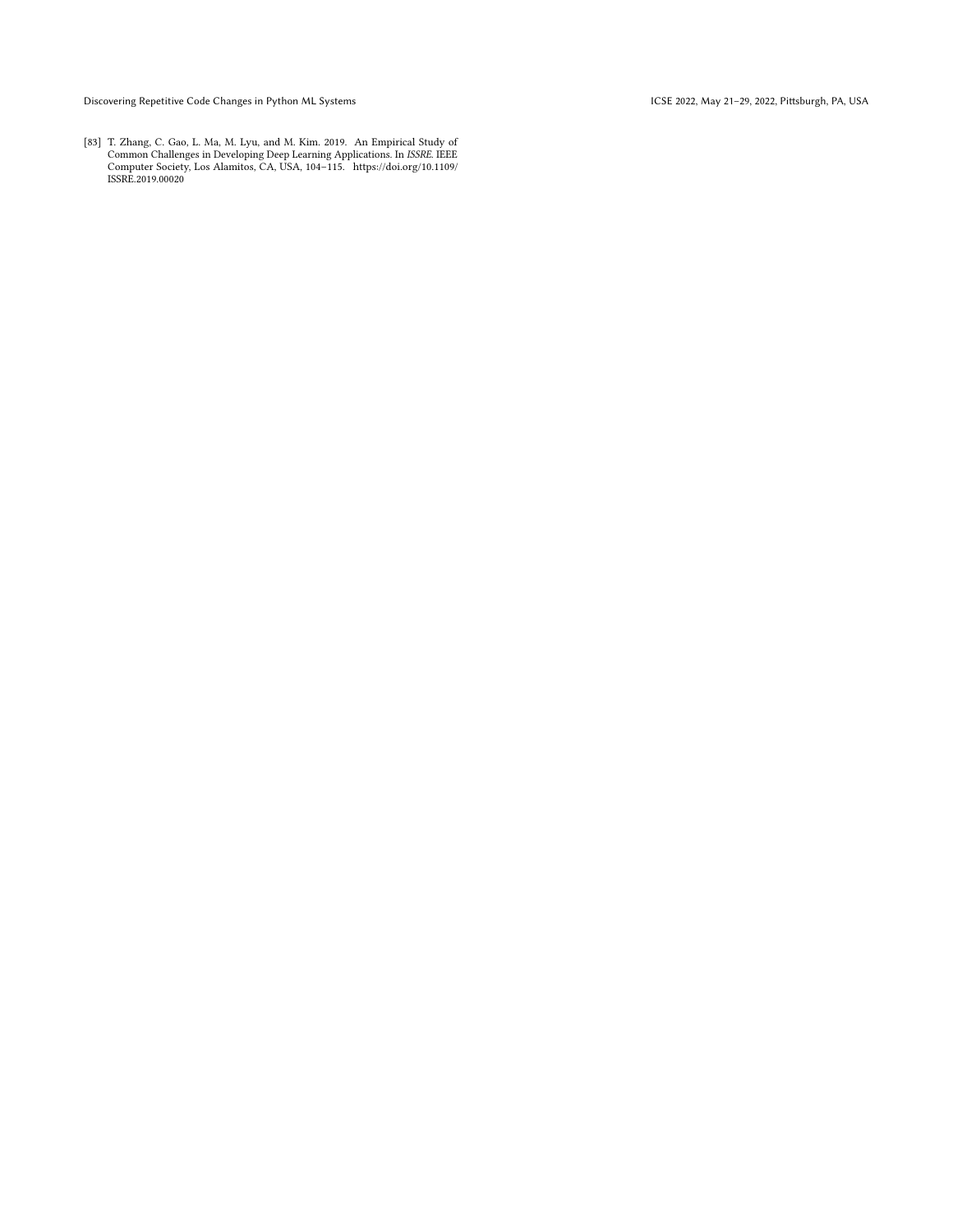[83] T. Zhang, C. Gao, L. Ma, M. Lyu, and M. Kim. 2019. An Empirical Study of Common Challenges in Developing Deep Learning Applications. In *ISSRE*. IEEE Computer Society, Los Alamitos, CA, USA, 104–115. https://doi.org/10.1109/ISSRE.2019.00020